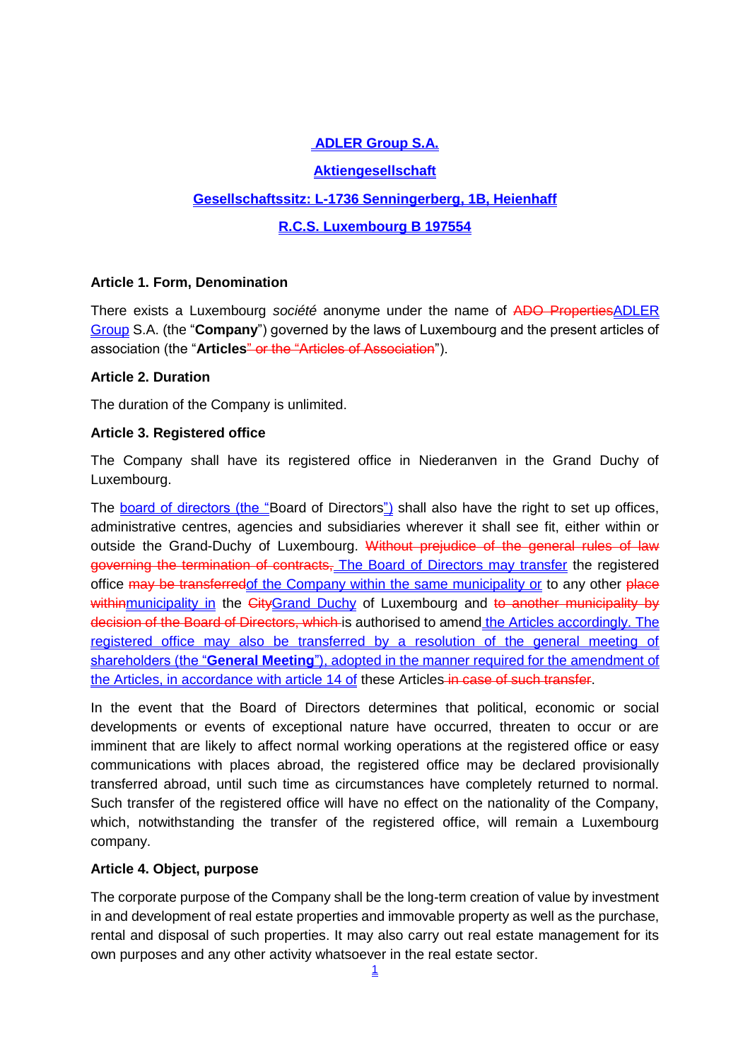**ADLER Group S.A.**

**Aktiengesellschaft**

**Gesellschaftssitz: L-1736 Senningerberg, 1B, Heienhaff**

**R.C.S. Luxembourg B 197554**

### Article 1. Form, Denomination

There exists a Luxembourg *société* anonyme under the name of ~~ADO Properties~~ADLER Group S.A. (the "**Company**") governed by the laws of Luxembourg and the present articles of association (the "**Articles**~~" or the "Articles of Association~~").

### Article 2. Duration

The duration of the Company is unlimited.

### Article 3. Registered office

The Company shall have its registered office in Niederanven in the Grand Duchy of Luxembourg.

The board of directors (the "Board of Directors") shall also have the right to set up offices, administrative centres, agencies and subsidiaries wherever it shall see fit, either within or outside the Grand-Duchy of Luxembourg. ~~Without prejudice of the general rules of law governing the termination of contracts,~~ The Board of Directors may transfer the registered office ~~may be transferred~~of the Company within the same municipality or to any other ~~place within~~municipality in the ~~City~~Grand Duchy of Luxembourg and ~~to another municipality by decision of the Board of Directors, which~~ is authorised to amend the Articles accordingly. The registered office may also be transferred by a resolution of the general meeting of shareholders (the "**General Meeting**"), adopted in the manner required for the amendment of the Articles, in accordance with article 14 of these Articles ~~in case of such transfer~~.

In the event that the Board of Directors determines that political, economic or social developments or events of exceptional nature have occurred, threaten to occur or are imminent that are likely to affect normal working operations at the registered office or easy communications with places abroad, the registered office may be declared provisionally transferred abroad, until such time as circumstances have completely returned to normal. Such transfer of the registered office will have no effect on the nationality of the Company, which, notwithstanding the transfer of the registered office, will remain a Luxembourg company.

### Article 4. Object, purpose

The corporate purpose of the Company shall be the long-term creation of value by investment in and development of real estate properties and immovable property as well as the purchase, rental and disposal of such properties. It may also carry out real estate management for its own purposes and any other activity whatsoever in the real estate sector.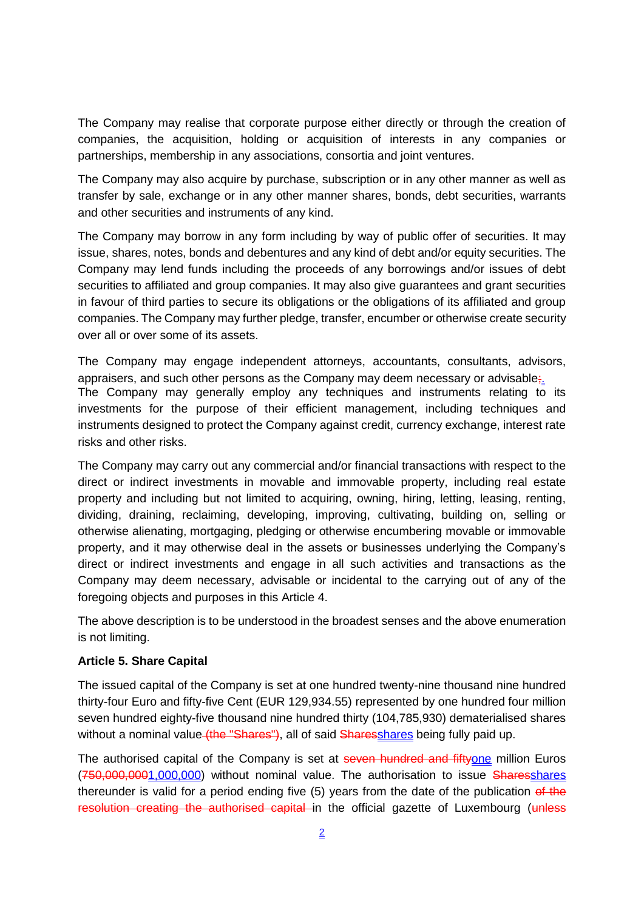The Company may realise that corporate purpose either directly or through the creation of companies, the acquisition, holding or acquisition of interests in any companies or partnerships, membership in any associations, consortia and joint ventures.

The Company may also acquire by purchase, subscription or in any other manner as well as transfer by sale, exchange or in any other manner shares, bonds, debt securities, warrants and other securities and instruments of any kind.

The Company may borrow in any form including by way of public offer of securities. It may issue, shares, notes, bonds and debentures and any kind of debt and/or equity securities. The Company may lend funds including the proceeds of any borrowings and/or issues of debt securities to affiliated and group companies. It may also give guarantees and grant securities in favour of third parties to secure its obligations or the obligations of its affiliated and group companies. The Company may further pledge, transfer, encumber or otherwise create security over all or over some of its assets.

The Company may engage independent attorneys, accountants, consultants, advisors, appraisers, and such other persons as the Company may deem necessary or advisable~~;~~<u>.</u>
The Company may generally employ any techniques and instruments relating to its investments for the purpose of their efficient management, including techniques and instruments designed to protect the Company against credit, currency exchange, interest rate risks and other risks.

The Company may carry out any commercial and/or financial transactions with respect to the direct or indirect investments in movable and immovable property, including real estate property and including but not limited to acquiring, owning, hiring, letting, leasing, renting, dividing, draining, reclaiming, developing, improving, cultivating, building on, selling or otherwise alienating, mortgaging, pledging or otherwise encumbering movable or immovable property, and it may otherwise deal in the assets or businesses underlying the Company's direct or indirect investments and engage in all such activities and transactions as the Company may deem necessary, advisable or incidental to the carrying out of any of the foregoing objects and purposes in this Article 4.

The above description is to be understood in the broadest senses and the above enumeration is not limiting.

**Article 5. Share Capital**

The issued capital of the Company is set at one hundred twenty-nine thousand nine hundred thirty-four Euro and fifty-five Cent (EUR 129,934.55) represented by one hundred four million seven hundred eighty-five thousand nine hundred thirty (104,785,930) dematerialised shares without a nominal value~~ (the "Shares")~~, all of said ~~Shares~~<u>shares</u> being fully paid up.

The authorised capital of the Company is set at ~~seven hundred and fifty~~<u>one</u> million Euros (~~750,000,000~~<u>1,000,000</u>) without nominal value. The authorisation to issue ~~Shares~~<u>shares</u> thereunder is valid for a period ending five (5) years from the date of the publication ~~of the resolution creating the authorised capital~~ in the official gazette of Luxembourg (~~unless~~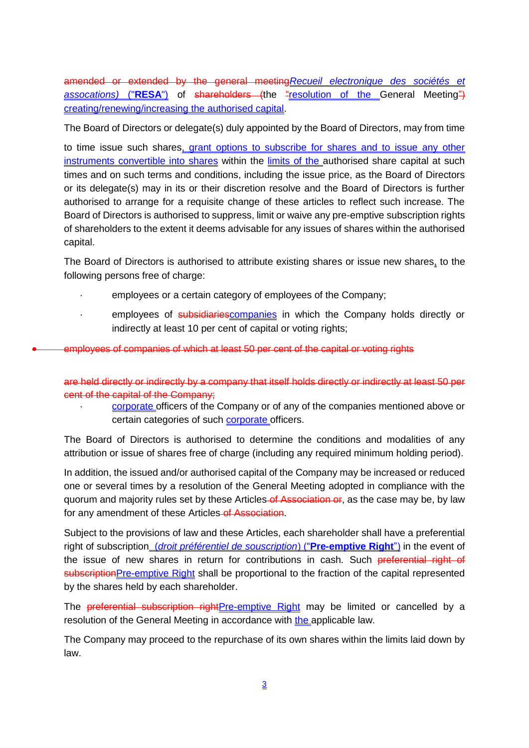amended or extended by the general meeting*Recueil electronique des sociétés et assocations)* ("**RESA**") of shareholders (the "resolution of the General Meeting") creating/renewing/increasing the authorised capital.

The Board of Directors or delegate(s) duly appointed by the Board of Directors, may from time

to time issue such shares, grant options to subscribe for shares and to issue any other instruments convertible into shares within the limits of the authorised share capital at such times and on such terms and conditions, including the issue price, as the Board of Directors or its delegate(s) may in its or their discretion resolve and the Board of Directors is further authorised to arrange for a requisite change of these articles to reflect such increase. The Board of Directors is authorised to suppress, limit or waive any pre-emptive subscription rights of shareholders to the extent it deems advisable for any issues of shares within the authorised capital.

The Board of Directors is authorised to attribute existing shares or issue new shares, to the following persons free of charge:

- employees or a certain category of employees of the Company;
- employees of subsidiariescompanies in which the Company holds directly or indirectly at least 10 per cent of capital or voting rights;
- employees of companies of which at least 50 per cent of the capital or voting rights are held directly or indirectly by a company that itself holds directly or indirectly at least 50 per cent of the capital of the Company;
- corporate officers of the Company or of any of the companies mentioned above or certain categories of such corporate officers.

The Board of Directors is authorised to determine the conditions and modalities of any attribution or issue of shares free of charge (including any required minimum holding period).

In addition, the issued and/or authorised capital of the Company may be increased or reduced one or several times by a resolution of the General Meeting adopted in compliance with the quorum and majority rules set by these Articles of Association or, as the case may be, by law for any amendment of these Articles of Association.

Subject to the provisions of law and these Articles, each shareholder shall have a preferential right of subscription (*droit préférentiel de souscription*) ("**Pre-emptive Right**") in the event of the issue of new shares in return for contributions in cash. Such preferential right of subscriptionPre-emptive Right shall be proportional to the fraction of the capital represented by the shares held by each shareholder.

The preferential subscription rightPre-emptive Right may be limited or cancelled by a resolution of the General Meeting in accordance with the applicable law.

The Company may proceed to the repurchase of its own shares within the limits laid down by law.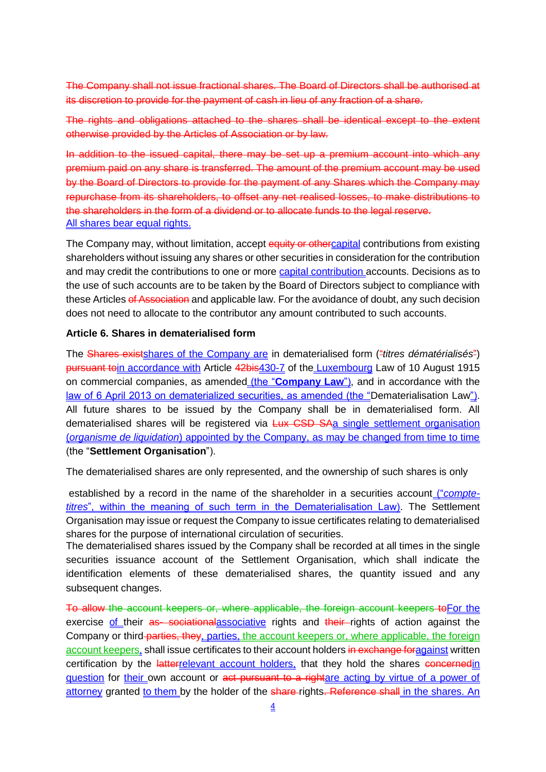~~The Company shall not issue fractional shares. The Board of Directors shall be authorised at its discretion to provide for the payment of cash in lieu of any fraction of a share.~~

~~The rights and obligations attached to the shares shall be identical except to the extent otherwise provided by the Articles of Association or by law.~~

~~In addition to the issued capital, there may be set up a premium account into which any premium paid on any share is transferred. The amount of the premium account may be used by the Board of Directors to provide for the payment of any Shares which the Company may repurchase from its shareholders, to offset any net realised losses, to make distributions to the shareholders in the form of a dividend or to allocate funds to the legal reserve.~~
All shares bear equal rights.

The Company may, without limitation, accept ~~equity or other~~capital contributions from existing shareholders without issuing any shares or other securities in consideration for the contribution and may credit the contributions to one or more capital contribution accounts. Decisions as to the use of such accounts are to be taken by the Board of Directors subject to compliance with these Articles ~~of Association~~ and applicable law. For the avoidance of doubt, any such decision does not need to allocate to the contributor any amount contributed to such accounts.

**Article 6. Shares in dematerialised form**

The ~~Shares exist~~shares of the Company are in dematerialised form (~~"~~"*titres dématérialisés*~~"~~") ~~pursuant to~~in accordance with Article ~~42bis~~430-7 of the Luxembourg Law of 10 August 1915 on commercial companies, as amended (the "**Company Law**"), and in accordance with the law of 6 April 2013 on dematerialized securities, as amended (the "Dematerialisation Law"). All future shares to be issued by the Company shall be in dematerialised form. All dematerialised shares will be registered via ~~Lux CSD SA~~a single settlement organisation (*organisme de liquidation*) appointed by the Company, as may be changed from time to time (the "**Settlement Organisation**").

The dematerialised shares are only represented, and the ownership of such shares is only established by a record in the name of the shareholder in a securities account ("*compte-titres*", within the meaning of such term in the Dematerialisation Law). The Settlement Organisation may issue or request the Company to issue certificates relating to dematerialised shares for the purpose of international circulation of securities.
The dematerialised shares issued by the Company shall be recorded at all times in the single securities issuance account of the Settlement Organisation, which shall indicate the identification elements of these dematerialised shares, the quantity issued and any subsequent changes.

~~To allow the account keepers or, where applicable, the foreign account keepers to~~For the exercise of their ~~as- sociational~~associative rights and ~~their~~ rights of action against the Company or third~~ parties, they~~ parties, the account keepers or, where applicable, the foreign account keepers, shall issue certificates to their account holders ~~in exchange for~~against written certification by the ~~latter~~relevant account holders, that they hold the shares ~~concerned~~in question for their own account or ~~act pursuant to a right~~are acting by virtue of a power of attorney granted to them by the holder of the ~~share~~ rights~~. Reference shall~~ in the shares. An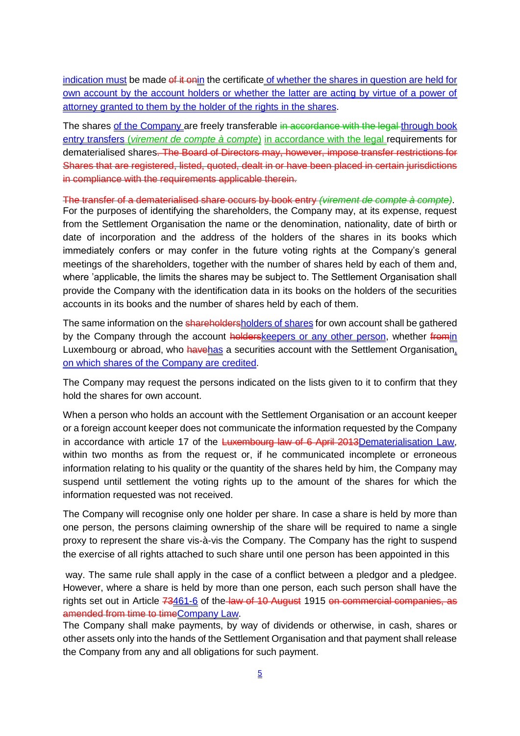indication must be made of it onin the certificate of whether the shares in question are held for own account by the account holders or whether the latter are acting by virtue of a power of attorney granted to them by the holder of the rights in the shares.

The shares of the Company are freely transferable in accordance with the legal through book entry transfers (*virement de compte à compte*) in accordance with the legal requirements for dematerialised shares. The Board of Directors may, however, impose transfer restrictions for Shares that are registered, listed, quoted, dealt in or have been placed in certain jurisdictions in compliance with the requirements applicable therein.

The transfer of a dematerialised share occurs by book entry *(virement de compte à compte)*. For the purposes of identifying the shareholders, the Company may, at its expense, request from the Settlement Organisation the name or the denomination, nationality, date of birth or date of incorporation and the address of the holders of the shares in its books which immediately confers or may confer in the future voting rights at the Company's general meetings of the shareholders, together with the number of shares held by each of them and, where 'applicable, the limits the shares may be subject to. The Settlement Organisation shall provide the Company with the identification data in its books on the holders of the securities accounts in its books and the number of shares held by each of them.

The same information on the shareholdersholders of shares for own account shall be gathered by the Company through the account holderskeepers or any other person, whether fromin Luxembourg or abroad, who havehas a securities account with the Settlement Organisation, on which shares of the Company are credited.

The Company may request the persons indicated on the lists given to it to confirm that they hold the shares for own account.

When a person who holds an account with the Settlement Organisation or an account keeper or a foreign account keeper does not communicate the information requested by the Company in accordance with article 17 of the Luxembourg law of 6 April 2013Dematerialisation Law, within two months as from the request or, if he communicated incomplete or erroneous information relating to his quality or the quantity of the shares held by him, the Company may suspend until settlement the voting rights up to the amount of the shares for which the information requested was not received.

The Company will recognise only one holder per share. In case a share is held by more than one person, the persons claiming ownership of the share will be required to name a single proxy to represent the share vis-à-vis the Company. The Company has the right to suspend the exercise of all rights attached to such share until one person has been appointed in this way. The same rule shall apply in the case of a conflict between a pledgor and a pledgee. However, where a share is held by more than one person, each such person shall have the rights set out in Article 73461-6 of the law of 10 August 1915 on commercial companies, as amended from time to timeCompany Law.

The Company shall make payments, by way of dividends or otherwise, in cash, shares or other assets only into the hands of the Settlement Organisation and that payment shall release the Company from any and all obligations for such payment.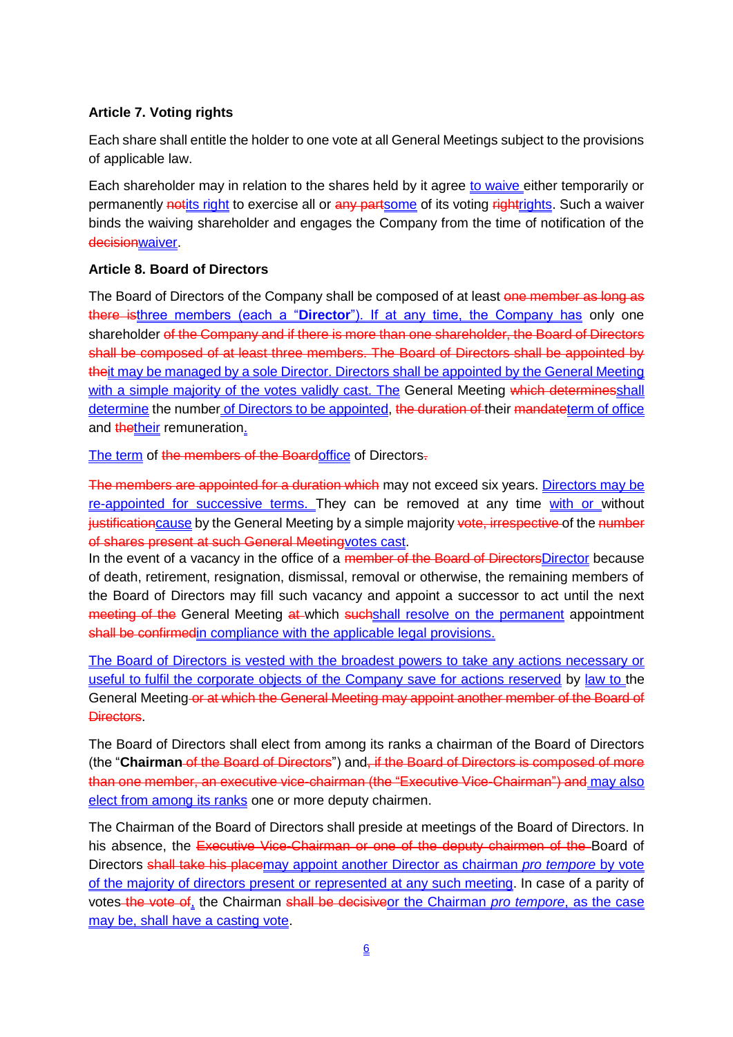**Article 7. Voting rights**

Each share shall entitle the holder to one vote at all General Meetings subject to the provisions of applicable law.

Each shareholder may in relation to the shares held by it agree to waive either temporarily or permanently ~~not~~its right to exercise all or ~~any part~~some of its voting ~~right~~rights. Such a waiver binds the waiving shareholder and engages the Company from the time of notification of the ~~decision~~waiver.

**Article 8. Board of Directors**

The Board of Directors of the Company shall be composed of at least ~~one member as long as there is~~three members (each a “**Director**”). If at any time, the Company has only one shareholder ~~of the Company and if there is more than one shareholder, the Board of Directors shall be composed of at least three members. The Board of Directors shall be appointed by the~~it may be managed by a sole Director. Directors shall be appointed by the General Meeting with a simple majority of the votes validly cast. The General Meeting ~~which determines~~shall determine the number of Directors to be appointed, ~~the duration of~~ their ~~mandate~~term of office and ~~the~~their remuneration.

The term of ~~the members of the Board~~office of Directors~~.~~

~~The members are appointed for a duration which~~ may not exceed six years. Directors may be re-appointed for successive terms. They can be removed at any time with or without ~~justification~~cause by the General Meeting by a simple majority ~~vote, irrespective~~ of the ~~number of shares present at such General Meeting~~votes cast.
In the event of a vacancy in the office of a ~~member of the Board of Directors~~Director because of death, retirement, resignation, dismissal, removal or otherwise, the remaining members of the Board of Directors may fill such vacancy and appoint a successor to act until the next ~~meeting of the~~ General Meeting ~~at~~ which ~~such~~shall resolve on the permanent appointment ~~shall be confirmed~~in compliance with the applicable legal provisions.

The Board of Directors is vested with the broadest powers to take any actions necessary or useful to fulfil the corporate objects of the Company save for actions reserved by law to the General Meeting ~~or at which the General Meeting may appoint another member of the Board of Directors~~.

The Board of Directors shall elect from among its ranks a chairman of the Board of Directors (the “**Chairman** ~~of the Board of Directors~~”) and~~, if the Board of Directors is composed of more than one member, an executive vice-chairman (the “Executive Vice-Chairman”) and~~ may also elect from among its ranks one or more deputy chairmen.

The Chairman of the Board of Directors shall preside at meetings of the Board of Directors. In his absence, the ~~Executive Vice-Chairman or one of the deputy chairmen of the~~ Board of Directors ~~shall take his place~~may appoint another Director as chairman *pro tempore* by vote of the majority of directors present or represented at any such meeting. In case of a parity of votes ~~the vote of~~, the Chairman ~~shall be decisive~~or the Chairman *pro tempore*, as the case may be, shall have a casting vote.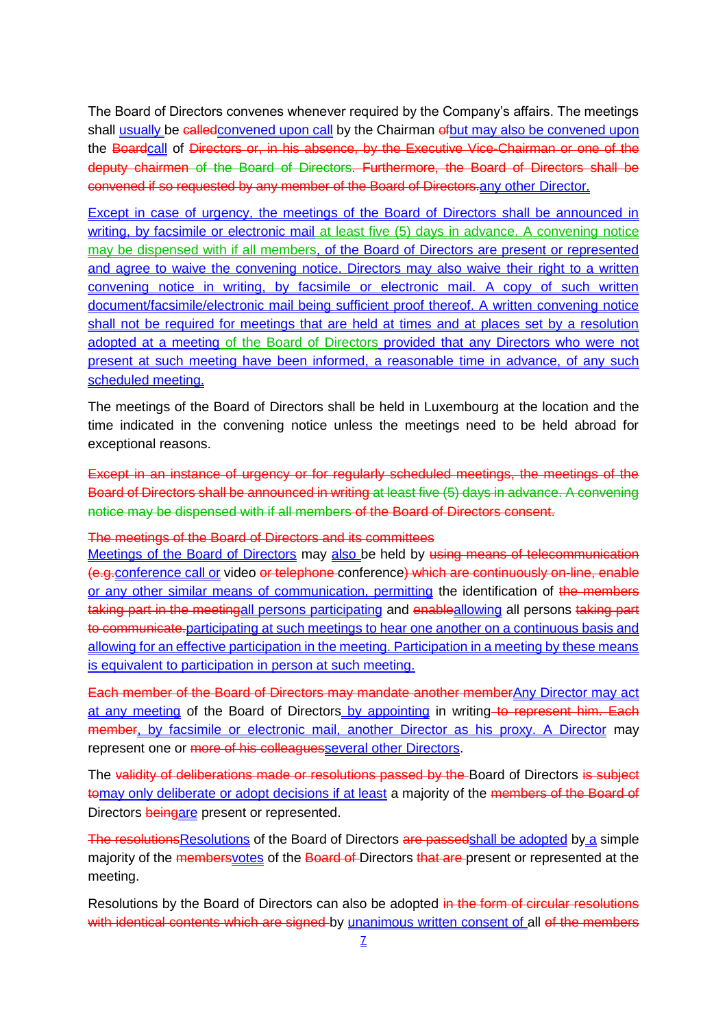The Board of Directors convenes whenever required by the Company's affairs. The meetings shall usually be calledconvened upon call by the Chairman ofbut may also be convened upon the Boardcall of Directors or, in his absence, by the Executive Vice-Chairman or one of the deputy chairmen of the Board of Directors. Furthermore, the Board of Directors shall be convened if so requested by any member of the Board of Directors.any other Director.

Except in case of urgency, the meetings of the Board of Directors shall be announced in writing, by facsimile or electronic mail at least five (5) days in advance. A convening notice may be dispensed with if all members, of the Board of Directors are present or represented and agree to waive the convening notice. Directors may also waive their right to a written convening notice in writing, by facsimile or electronic mail. A copy of such written document/facsimile/electronic mail being sufficient proof thereof. A written convening notice shall not be required for meetings that are held at times and at places set by a resolution adopted at a meeting of the Board of Directors provided that any Directors who were not present at such meeting have been informed, a reasonable time in advance, of any such scheduled meeting.

The meetings of the Board of Directors shall be held in Luxembourg at the location and the time indicated in the convening notice unless the meetings need to be held abroad for exceptional reasons.

Except in an instance of urgency or for regularly scheduled meetings, the meetings of the Board of Directors shall be announced in writing at least five (5) days in advance. A convening notice may be dispensed with if all members of the Board of Directors consent.

The meetings of the Board of Directors and its committees
Meetings of the Board of Directors may also be held by using means of telecommunication (e.g.conference call or video or telephone conference) which are continuously on-line, enable or any other similar means of communication, permitting the identification of the members taking part in the meetingall persons participating and enableallowing all persons taking part to communicate.participating at such meetings to hear one another on a continuous basis and allowing for an effective participation in the meeting. Participation in a meeting by these means is equivalent to participation in person at such meeting.

Each member of the Board of Directors may mandate another memberAny Director may act at any meeting of the Board of Directors by appointing in writing to represent him. Each member, by facsimile or electronic mail, another Director as his proxy. A Director may represent one or more of his colleaguesseveral other Directors.

The validity of deliberations made or resolutions passed by the Board of Directors is subject tomay only deliberate or adopt decisions if at least a majority of the members of the Board of Directors beingare present or represented.

The resolutionsResolutions of the Board of Directors are passedshall be adopted by a simple majority of the membersvotes of the Board of Directors that are present or represented at the meeting.

Resolutions by the Board of Directors can also be adopted in the form of circular resolutions with identical contents which are signed by unanimous written consent of all of the members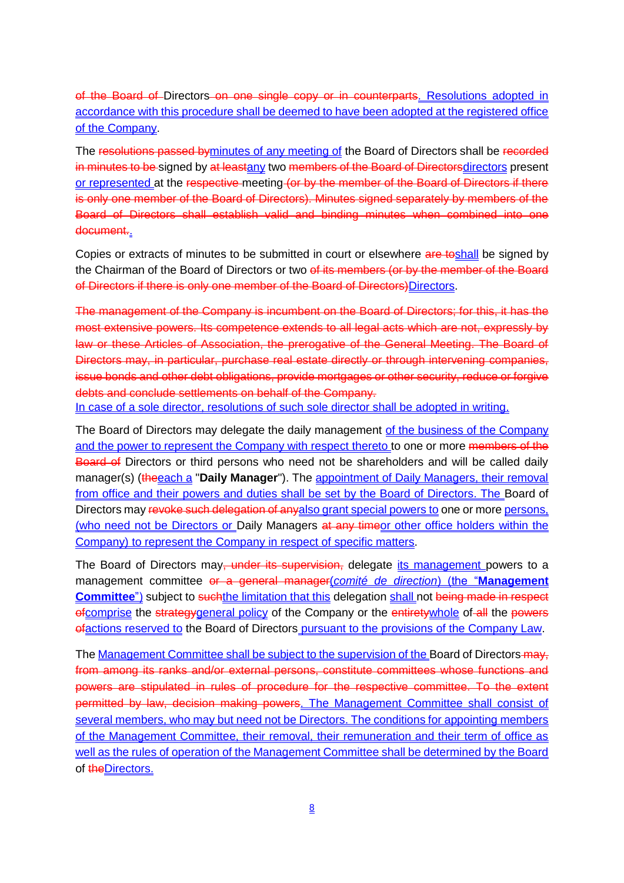~~of the Board of~~ Directors~~ on one single copy or in counterparts~~<u>. Resolutions adopted in accordance with this procedure shall be deemed to have been adopted at the registered office of the Company</u>.

The ~~resolutions passed by~~<u>minutes of any meeting of</u> the Board of Directors shall be ~~recorded in minutes to be~~ signed by ~~at least~~<u>any</u> two ~~members of the Board of Directors~~<u>directors</u> present <u>or represented</u> at the ~~respective~~ meeting~~ (or by the member of the Board of Directors if there is only one member of the Board of Directors). Minutes signed separately by members of the Board of Directors shall establish valid and binding minutes when combined into one document.~~<u>.</u>

Copies or extracts of minutes to be submitted in court or elsewhere ~~are to~~<u>shall</u> be signed by the Chairman of the Board of Directors or two ~~of its members (or by the member of the Board of Directors if there is only one member of the Board of Directors)~~<u>Directors</u>.

~~The management of the Company is incumbent on the Board of Directors; for this, it has the most extensive powers. Its competence extends to all legal acts which are not, expressly by law or these Articles of Association, the prerogative of the General Meeting. The Board of Directors may, in particular, purchase real estate directly or through intervening companies, issue bonds and other debt obligations, provide mortgages or other security, reduce or forgive debts and conclude settlements on behalf of the Company.~~
<u>In case of a sole director, resolutions of such sole director shall be adopted in writing.</u>

The Board of Directors may delegate the daily management <u>of the business of the Company and the power to represent the Company with respect thereto</u> to one or more ~~members of the Board of~~ Directors or third persons who need not be shareholders and will be called daily manager(s) (~~the~~<u>each a</u> "**Daily Manager**"). The <u>appointment of Daily Managers, their removal from office and their powers and duties shall be set by the Board of Directors. The</u> Board of Directors may ~~revoke such delegation of any~~<u>also grant special powers to</u> one or more <u>persons, (who need not be Directors or</u> Daily Managers ~~at any time~~<u>or other office holders within the Company) to represent the Company in respect of specific matters</u>.

The Board of Directors may~~, under its supervision,~~ delegate <u>its management</u> powers to a management committee ~~or a general manager~~<u>(*comité de direction*) (the "**Management Committee**")</u> subject to ~~such~~<u>the limitation that this</u> delegation <u>shall</u> not ~~being made in respect of~~<u>comprise</u> the ~~strategy~~<u>general policy</u> of the Company or the ~~entirety~~<u>whole</u> of ~~all~~ the ~~powers of~~<u>actions reserved to</u> the Board of Directors<u> pursuant to the provisions of the Company Law</u>.

The <u>Management Committee shall be subject to the supervision of the</u> Board of Directors ~~may, from among its ranks and/or external persons, constitute committees whose functions and powers are stipulated in rules of procedure for the respective committee. To the extent permitted by law, decision making powers~~<u>. The Management Committee shall consist of several members, who may but need not be Directors. The conditions for appointing members of the Management Committee, their removal, their remuneration and their term of office as well as the rules of operation of the Management Committee shall be determined by the Board</u> of ~~the~~<u>Directors.</u>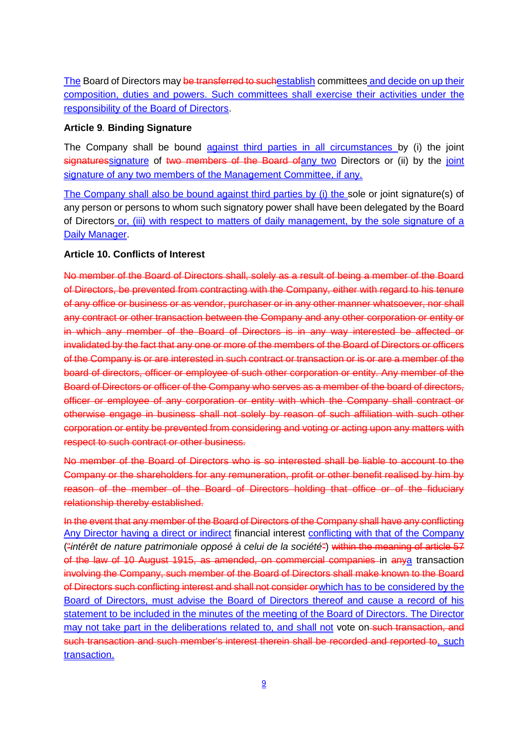The Board of Directors may ~~be transferred to such~~establish committees and decide on up their composition, duties and powers. Such committees shall exercise their activities under the responsibility of the Board of Directors.

**Article 9. Binding Signature**

The Company shall be bound against third parties in all circumstances by (i) the joint ~~signatures~~signature of ~~two members of the Board of~~any two Directors or (ii) by the joint signature of any two members of the Management Committee, if any.

The Company shall also be bound against third parties by (i) the sole or joint signature(s) of any person or persons to whom such signatory power shall have been delegated by the Board of Directors or, (iii) with respect to matters of daily management, by the sole signature of a Daily Manager.

**Article 10. Conflicts of Interest**

~~No member of the Board of Directors shall, solely as a result of being a member of the Board of Directors, be prevented from contracting with the Company, either with regard to his tenure of any office or business or as vendor, purchaser or in any other manner whatsoever, nor shall any contract or other transaction between the Company and any other corporation or entity or in which any member of the Board of Directors is in any way interested be affected or invalidated by the fact that any one or more of the members of the Board of Directors or officers of the Company is or are interested in such contract or transaction or is or are a member of the board of directors, officer or employee of such other corporation or entity. Any member of the Board of Directors or officer of the Company who serves as a member of the board of directors, officer or employee of any corporation or entity with which the Company shall contract or otherwise engage in business shall not solely by reason of such affiliation with such other corporation or entity be prevented from considering and voting or acting upon any matters with respect to such contract or other business.~~

~~No member of the Board of Directors who is so interested shall be liable to account to the Company or the shareholders for any remuneration, profit or other benefit realised by him by reason of the member of the Board of Directors holding that office or of the fiduciary relationship thereby established.~~

~~In the event that any member of the Board of Directors of the Company shall have any conflicting~~ Any Director having a direct or indirect financial interest conflicting with that of the Company (~~"~~*intérêt de nature patrimoniale opposé à celui de la société*~~"~~) ~~within the meaning of article 57 of the law of 10 August 1915, as amended, on commercial companies~~ in ~~any~~a transaction ~~involving the Company, such member of the Board of Directors shall make known to the Board of Directors such conflicting interest and shall not consider or~~which has to be considered by the Board of Directors, must advise the Board of Directors thereof and cause a record of his statement to be included in the minutes of the meeting of the Board of Directors. The Director may not take part in the deliberations related to, and shall not vote on ~~such transaction, and such transaction and such member's interest therein shall be recorded and reported to~~, such transaction.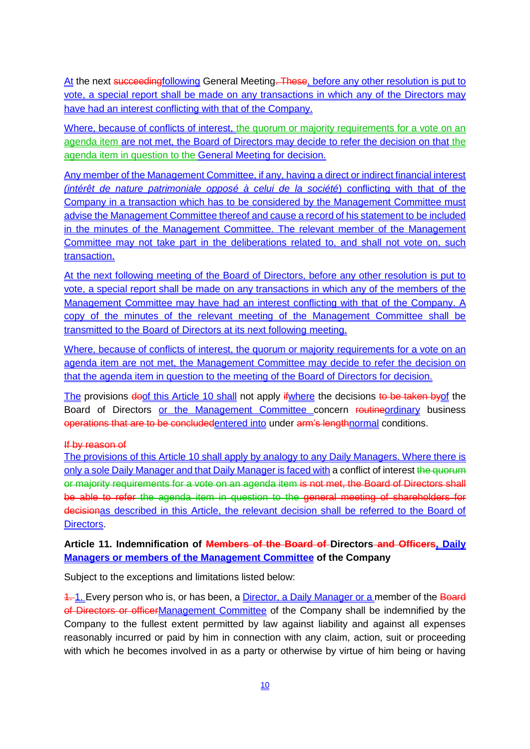At the next succeedingfollowing General Meeting. These, before any other resolution is put to vote, a special report shall be made on any transactions in which any of the Directors may have had an interest conflicting with that of the Company.

Where, because of conflicts of interest, the quorum or majority requirements for a vote on an agenda item are not met, the Board of Directors may decide to refer the decision on that the agenda item in question to the General Meeting for decision.

Any member of the Management Committee, if any, having a direct or indirect financial interest *(intérêt de nature patrimoniale opposé à celui de la société)* conflicting with that of the Company in a transaction which has to be considered by the Management Committee must advise the Management Committee thereof and cause a record of his statement to be included in the minutes of the Management Committee. The relevant member of the Management Committee may not take part in the deliberations related to, and shall not vote on, such transaction.

At the next following meeting of the Board of Directors, before any other resolution is put to vote, a special report shall be made on any transactions in which any of the members of the Management Committee may have had an interest conflicting with that of the Company. A copy of the minutes of the relevant meeting of the Management Committee shall be transmitted to the Board of Directors at its next following meeting.

Where, because of conflicts of interest, the quorum or majority requirements for a vote on an agenda item are not met, the Management Committee may decide to refer the decision on that the agenda item in question to the meeting of the Board of Directors for decision.

The provisions doof this Article 10 shall not apply ifwhere the decisions to be taken byof the Board of Directors or the Management Committee concern routineordinary business operations that are to be concludedentered into under arm's lengthnormal conditions.

If by reason of
The provisions of this Article 10 shall apply by analogy to any Daily Managers. Where there is only a sole Daily Manager and that Daily Manager is faced with a conflict of interest the quorum or majority requirements for a vote on an agenda item is not met, the Board of Directors shall be able to refer the agenda item in question to the general meeting of shareholders for decisionas described in this Article, the relevant decision shall be referred to the Board of Directors.

**Article 11. Indemnification of Members of the Board of Directors and Officers, Daily Managers or members of the Management Committee of the Company**

Subject to the exceptions and limitations listed below:

1. 1. Every person who is, or has been, a Director, a Daily Manager or a member of the Board of Directors or officerManagement Committee of the Company shall be indemnified by the Company to the fullest extent permitted by law against liability and against all expenses reasonably incurred or paid by him in connection with any claim, action, suit or proceeding with which he becomes involved in as a party or otherwise by virtue of him being or having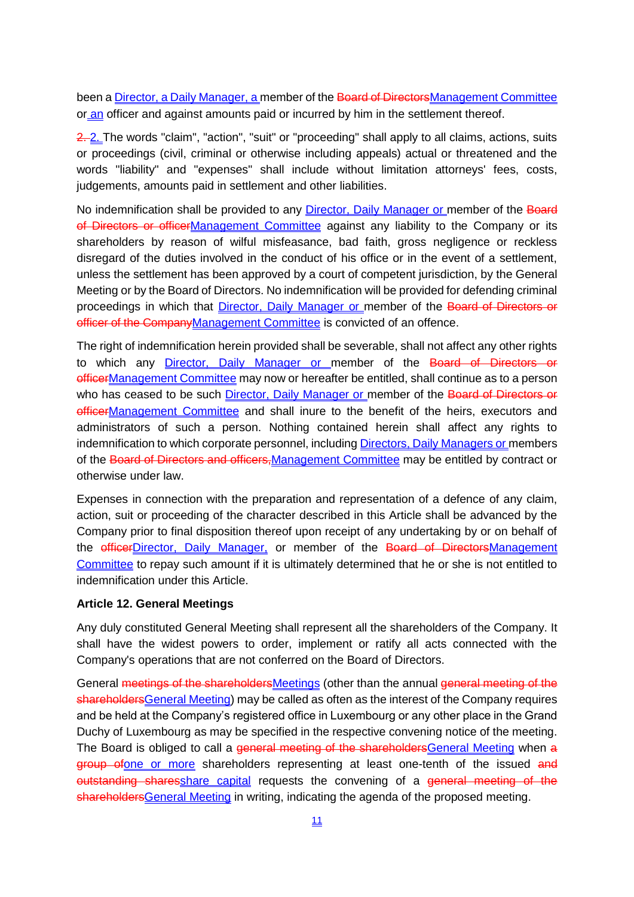been a Director, a Daily Manager, a member of the ~~Board of Directors~~Management Committee or an officer and against amounts paid or incurred by him in the settlement thereof.

~~2.~~ 2. The words "claim", "action", "suit" or "proceeding" shall apply to all claims, actions, suits or proceedings (civil, criminal or otherwise including appeals) actual or threatened and the words "liability" and "expenses" shall include without limitation attorneys' fees, costs, judgements, amounts paid in settlement and other liabilities.

No indemnification shall be provided to any Director, Daily Manager or member of the ~~Board of Directors or officer~~Management Committee against any liability to the Company or its shareholders by reason of wilful misfeasance, bad faith, gross negligence or reckless disregard of the duties involved in the conduct of his office or in the event of a settlement, unless the settlement has been approved by a court of competent jurisdiction, by the General Meeting or by the Board of Directors. No indemnification will be provided for defending criminal proceedings in which that Director, Daily Manager or member of the ~~Board of Directors or officer of the Company~~Management Committee is convicted of an offence.

The right of indemnification herein provided shall be severable, shall not affect any other rights to which any Director, Daily Manager or member of the ~~Board of Directors or officer~~Management Committee may now or hereafter be entitled, shall continue as to a person who has ceased to be such Director, Daily Manager or member of the ~~Board of Directors or officer~~Management Committee and shall inure to the benefit of the heirs, executors and administrators of such a person. Nothing contained herein shall affect any rights to indemnification to which corporate personnel, including Directors, Daily Managers or members of the ~~Board of Directors and officers,~~Management Committee may be entitled by contract or otherwise under law.

Expenses in connection with the preparation and representation of a defence of any claim, action, suit or proceeding of the character described in this Article shall be advanced by the Company prior to final disposition thereof upon receipt of any undertaking by or on behalf of the ~~officer~~Director, Daily Manager, or member of the ~~Board of Directors~~Management Committee to repay such amount if it is ultimately determined that he or she is not entitled to indemnification under this Article.

**Article 12. General Meetings**

Any duly constituted General Meeting shall represent all the shareholders of the Company. It shall have the widest powers to order, implement or ratify all acts connected with the Company's operations that are not conferred on the Board of Directors.

General ~~meetings of the shareholders~~Meetings (other than the annual ~~general meeting of the shareholders~~General Meeting) may be called as often as the interest of the Company requires and be held at the Company's registered office in Luxembourg or any other place in the Grand Duchy of Luxembourg as may be specified in the respective convening notice of the meeting. The Board is obliged to call a ~~general meeting of the shareholders~~General Meeting when ~~a group of~~one or more shareholders representing at least one-tenth of the issued ~~and outstanding shares~~share capital requests the convening of a ~~general meeting of the shareholders~~General Meeting in writing, indicating the agenda of the proposed meeting.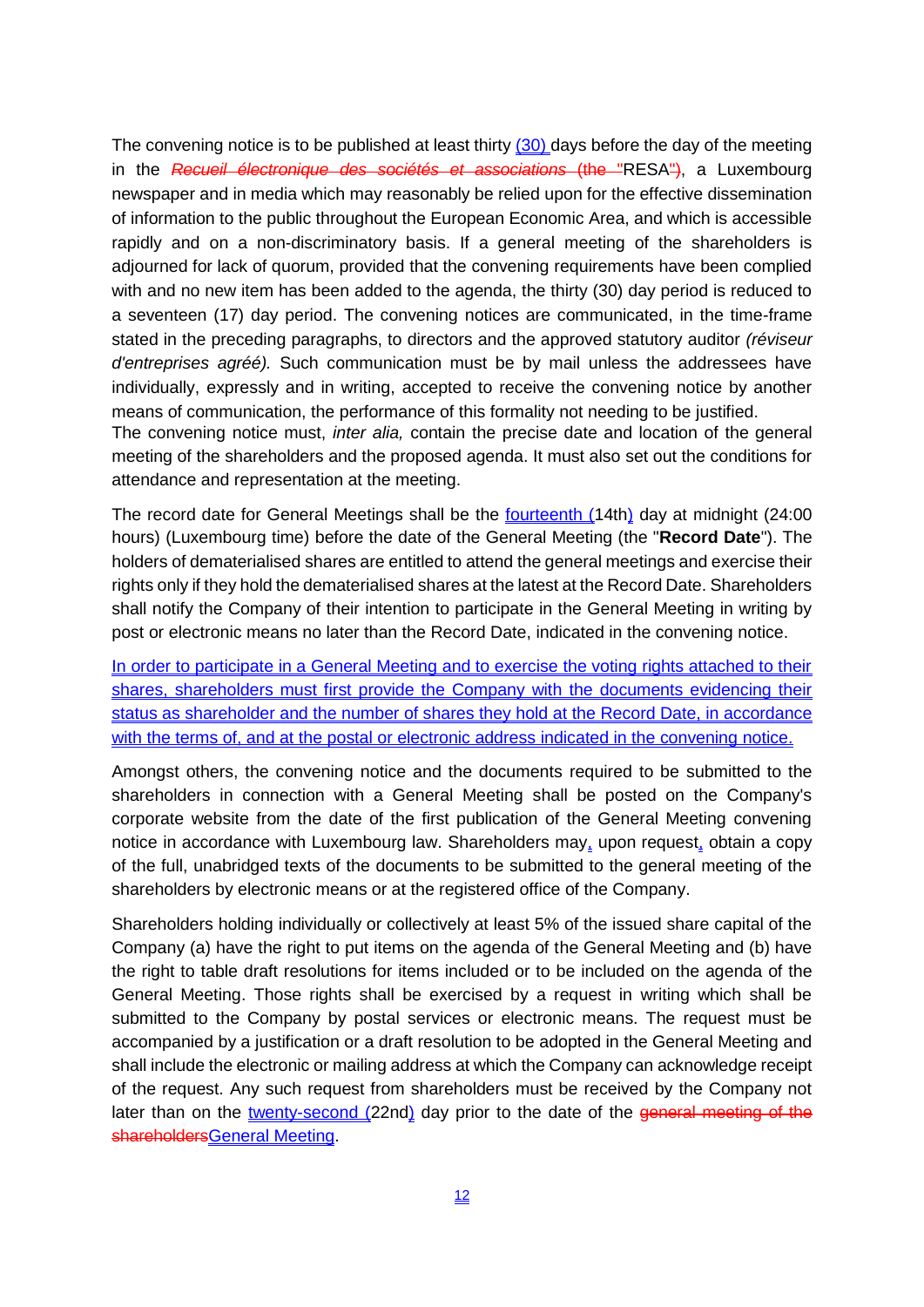The convening notice is to be published at least thirty (30) days before the day of the meeting in the *Recueil électronique des sociétés et associations* (the "RESA"), a Luxembourg newspaper and in media which may reasonably be relied upon for the effective dissemination of information to the public throughout the European Economic Area, and which is accessible rapidly and on a non-discriminatory basis. If a general meeting of the shareholders is adjourned for lack of quorum, provided that the convening requirements have been complied with and no new item has been added to the agenda, the thirty (30) day period is reduced to a seventeen (17) day period. The convening notices are communicated, in the time-frame stated in the preceding paragraphs, to directors and the approved statutory auditor *(réviseur d'entreprises agréé).* Such communication must be by mail unless the addressees have individually, expressly and in writing, accepted to receive the convening notice by another means of communication, the performance of this formality not needing to be justified.

The convening notice must, *inter alia,* contain the precise date and location of the general meeting of the shareholders and the proposed agenda. It must also set out the conditions for attendance and representation at the meeting.

The record date for General Meetings shall be the fourteenth (14th) day at midnight (24:00 hours) (Luxembourg time) before the date of the General Meeting (the "**Record Date**"). The holders of dematerialised shares are entitled to attend the general meetings and exercise their rights only if they hold the dematerialised shares at the latest at the Record Date. Shareholders shall notify the Company of their intention to participate in the General Meeting in writing by post or electronic means no later than the Record Date, indicated in the convening notice.

In order to participate in a General Meeting and to exercise the voting rights attached to their shares, shareholders must first provide the Company with the documents evidencing their status as shareholder and the number of shares they hold at the Record Date, in accordance with the terms of, and at the postal or electronic address indicated in the convening notice.

Amongst others, the convening notice and the documents required to be submitted to the shareholders in connection with a General Meeting shall be posted on the Company's corporate website from the date of the first publication of the General Meeting convening notice in accordance with Luxembourg law. Shareholders may, upon request, obtain a copy of the full, unabridged texts of the documents to be submitted to the general meeting of the shareholders by electronic means or at the registered office of the Company.

Shareholders holding individually or collectively at least 5% of the issued share capital of the Company (a) have the right to put items on the agenda of the General Meeting and (b) have the right to table draft resolutions for items included or to be included on the agenda of the General Meeting. Those rights shall be exercised by a request in writing which shall be submitted to the Company by postal services or electronic means. The request must be accompanied by a justification or a draft resolution to be adopted in the General Meeting and shall include the electronic or mailing address at which the Company can acknowledge receipt of the request. Any such request from shareholders must be received by the Company not later than on the twenty-second (22nd) day prior to the date of the ~~general meeting of the shareholders~~General Meeting.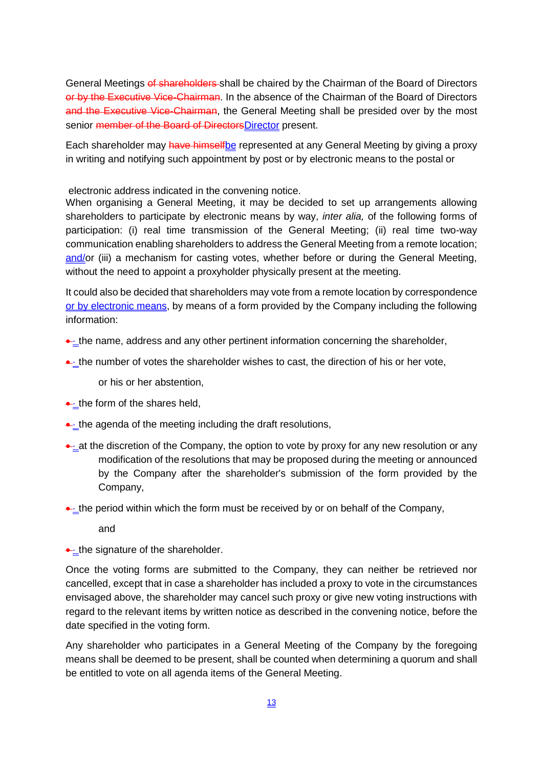General Meetings ~~of shareholders~~ shall be chaired by the Chairman of the Board of Directors ~~or by the Executive Vice-Chairman~~. In the absence of the Chairman of the Board of Directors ~~and the Executive Vice-Chairman~~, the General Meeting shall be presided over by the most senior ~~member of the Board of Directors~~Director present.

Each shareholder may ~~have himself~~be represented at any General Meeting by giving a proxy in writing and notifying such appointment by post or by electronic means to the postal or electronic address indicated in the convening notice.

When organising a General Meeting, it may be decided to set up arrangements allowing shareholders to participate by electronic means by way, *inter alia,* of the following forms of participation: (i) real time transmission of the General Meeting; (ii) real time two-way communication enabling shareholders to address the General Meeting from a remote location; and/or (iii) a mechanism for casting votes, whether before or during the General Meeting, without the need to appoint a proxyholder physically present at the meeting.

It could also be decided that shareholders may vote from a remote location by correspondence or by electronic means, by means of a form provided by the Company including the following information:

- the name, address and any other pertinent information concerning the shareholder,
- the number of votes the shareholder wishes to cast, the direction of his or her vote, or his or her abstention,
- the form of the shares held,
- the agenda of the meeting including the draft resolutions,
- at the discretion of the Company, the option to vote by proxy for any new resolution or any modification of the resolutions that may be proposed during the meeting or announced by the Company after the shareholder's submission of the form provided by the Company,
- the period within which the form must be received by or on behalf of the Company, and
- the signature of the shareholder.

Once the voting forms are submitted to the Company, they can neither be retrieved nor cancelled, except that in case a shareholder has included a proxy to vote in the circumstances envisaged above, the shareholder may cancel such proxy or give new voting instructions with regard to the relevant items by written notice as described in the convening notice, before the date specified in the voting form.

Any shareholder who participates in a General Meeting of the Company by the foregoing means shall be deemed to be present, shall be counted when determining a quorum and shall be entitled to vote on all agenda items of the General Meeting.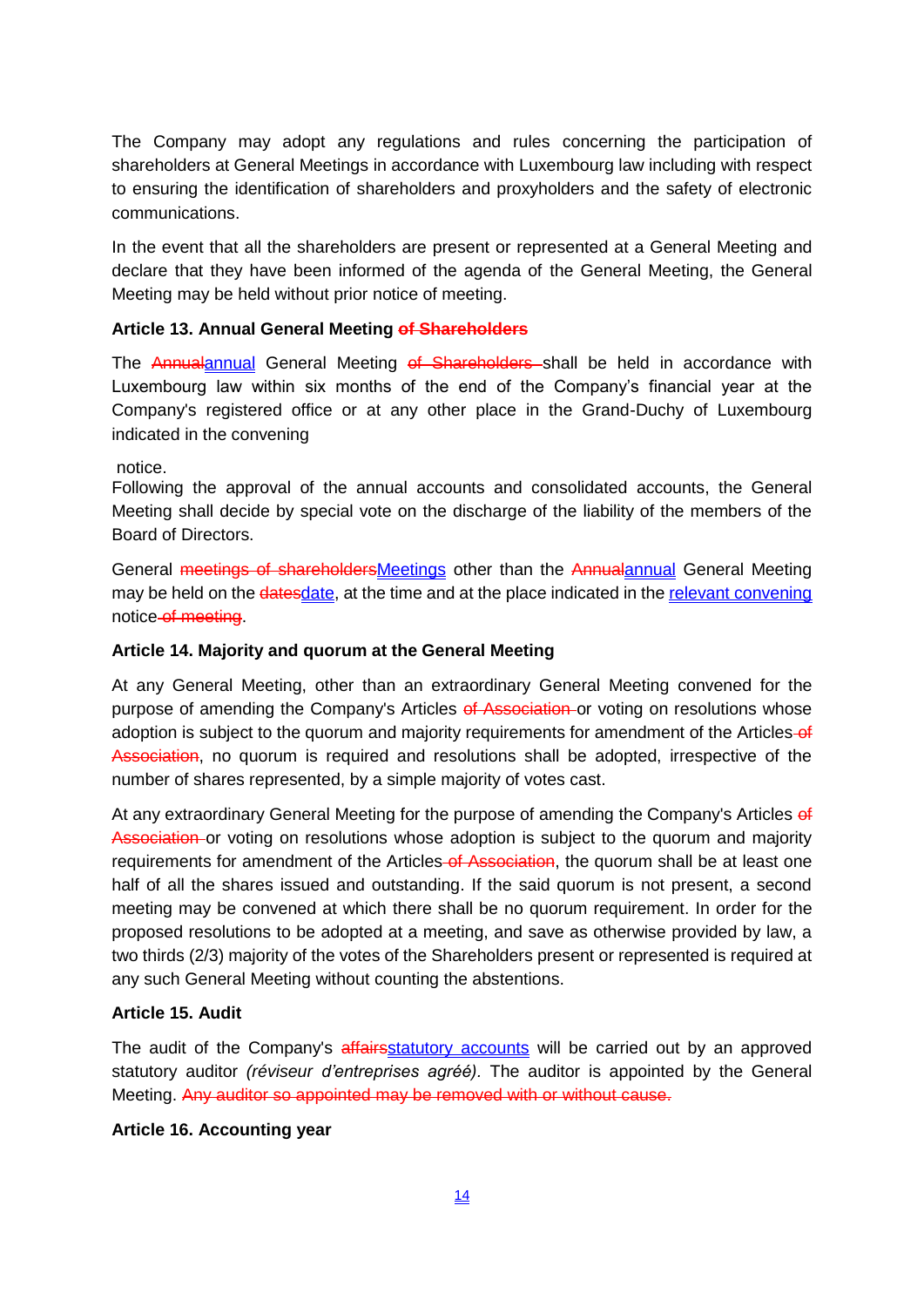The Company may adopt any regulations and rules concerning the participation of shareholders at General Meetings in accordance with Luxembourg law including with respect to ensuring the identification of shareholders and proxyholders and the safety of electronic communications.

In the event that all the shareholders are present or represented at a General Meeting and declare that they have been informed of the agenda of the General Meeting, the General Meeting may be held without prior notice of meeting.

**Article 13. Annual General Meeting ~~of Shareholders~~**

The ~~Annual~~annual General Meeting ~~of Shareholders~~ shall be held in accordance with Luxembourg law within six months of the end of the Company's financial year at the Company's registered office or at any other place in the Grand-Duchy of Luxembourg indicated in the convening

notice.
Following the approval of the annual accounts and consolidated accounts, the General Meeting shall decide by special vote on the discharge of the liability of the members of the Board of Directors.

General ~~meetings of shareholders~~Meetings other than the ~~Annual~~annual General Meeting may be held on the ~~dates~~date, at the time and at the place indicated in the relevant convening notice ~~of meeting~~.

**Article 14. Majority and quorum at the General Meeting**

At any General Meeting, other than an extraordinary General Meeting convened for the purpose of amending the Company's Articles ~~of Association~~ or voting on resolutions whose adoption is subject to the quorum and majority requirements for amendment of the Articles ~~of Association~~, no quorum is required and resolutions shall be adopted, irrespective of the number of shares represented, by a simple majority of votes cast.

At any extraordinary General Meeting for the purpose of amending the Company's Articles ~~of Association~~ or voting on resolutions whose adoption is subject to the quorum and majority requirements for amendment of the Articles ~~of Association~~, the quorum shall be at least one half of all the shares issued and outstanding. If the said quorum is not present, a second meeting may be convened at which there shall be no quorum requirement. In order for the proposed resolutions to be adopted at a meeting, and save as otherwise provided by law, a two thirds (2/3) majority of the votes of the Shareholders present or represented is required at any such General Meeting without counting the abstentions.

**Article 15. Audit**

The audit of the Company's ~~affairs~~statutory accounts will be carried out by an approved statutory auditor *(réviseur d'entreprises agréé).* The auditor is appointed by the General Meeting. ~~Any auditor so appointed may be removed with or without cause.~~

**Article 16. Accounting year**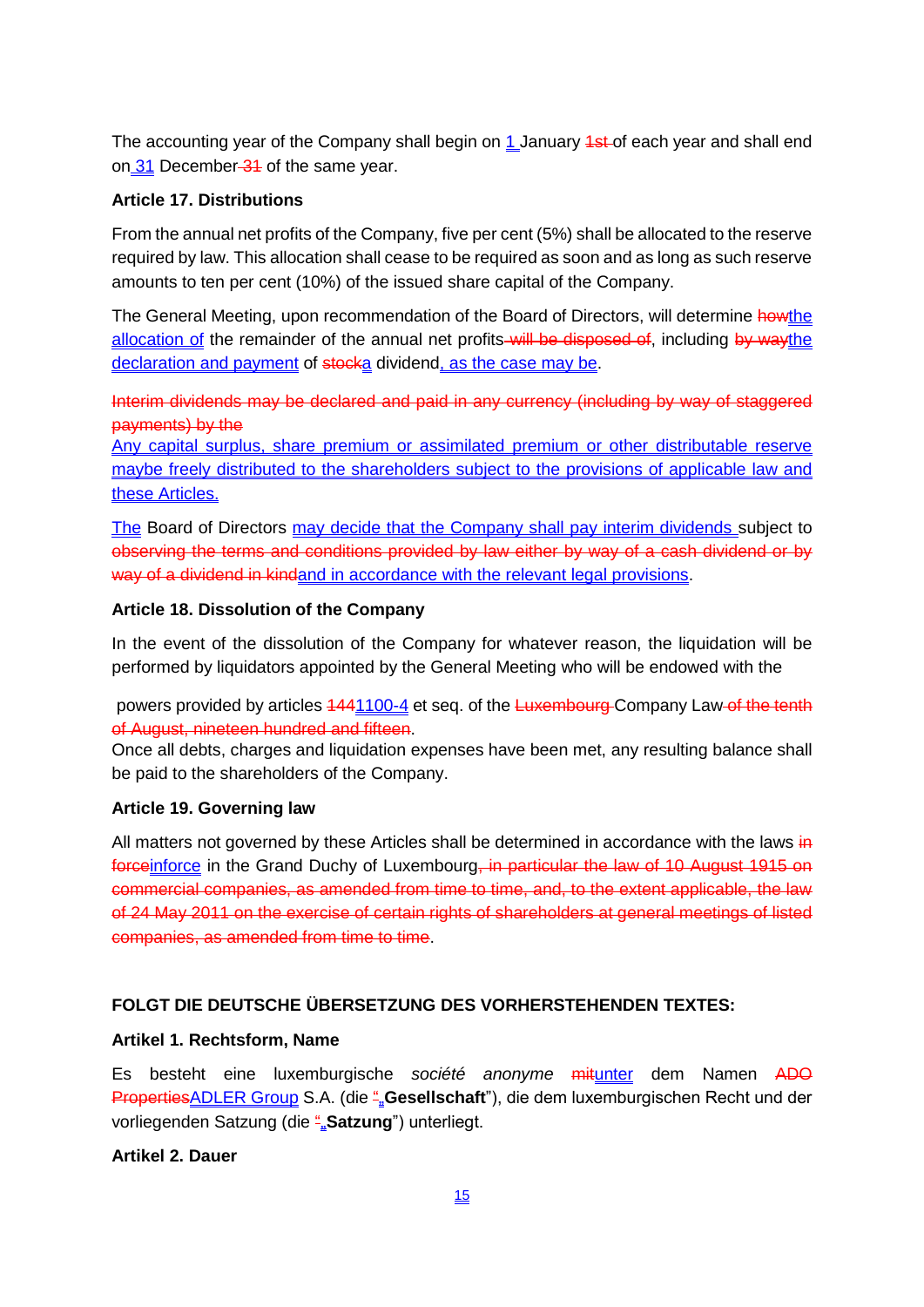The accounting year of the Company shall begin on 1 January ~~1st~~ of each year and shall end on 31 December ~~31~~ of the same year.

**Article 17. Distributions**

From the annual net profits of the Company, five per cent (5%) shall be allocated to the reserve required by law. This allocation shall cease to be required as soon and as long as such reserve amounts to ten per cent (10%) of the issued share capital of the Company.

The General Meeting, upon recommendation of the Board of Directors, will determine ~~how~~the allocation of the remainder of the annual net profits ~~will be disposed of~~, including ~~by way~~the declaration and payment of ~~stock~~a dividend, as the case may be.

~~Interim dividends may be declared and paid in any currency (including by way of staggered payments) by the~~
Any capital surplus, share premium or assimilated premium or other distributable reserve maybe freely distributed to the shareholders subject to the provisions of applicable law and these Articles.

The Board of Directors may decide that the Company shall pay interim dividends subject to ~~observing the terms and conditions provided by law either by way of a cash dividend or by way of a dividend in kind~~and in accordance with the relevant legal provisions.

**Article 18. Dissolution of the Company**

In the event of the dissolution of the Company for whatever reason, the liquidation will be performed by liquidators appointed by the General Meeting who will be endowed with the powers provided by articles ~~144~~1100-4 et seq. of the ~~Luxembourg~~ Company Law ~~of the tenth of August, nineteen hundred and fifteen~~.
Once all debts, charges and liquidation expenses have been met, any resulting balance shall be paid to the shareholders of the Company.

**Article 19. Governing law**

All matters not governed by these Articles shall be determined in accordance with the laws ~~in force~~inforce in the Grand Duchy of Luxembourg~~, in particular the law of 10 August 1915 on commercial companies, as amended from time to time, and, to the extent applicable, the law of 24 May 2011 on the exercise of certain rights of shareholders at general meetings of listed companies, as amended from time to time~~.

**FOLGT DIE DEUTSCHE ÜBERSETZUNG DES VORHERSTEHENDEN TEXTES:**

**Artikel 1. Rechtsform, Name**

Es besteht eine luxemburgische *société anonyme* ~~mit~~unter dem Namen ~~ADO Properties~~ADLER Group S.A. (die ~~"~~„**Gesellschaft**"), die dem luxemburgischen Recht und der vorliegenden Satzung (die ~~"~~„**Satzung**") unterliegt.

**Artikel 2. Dauer**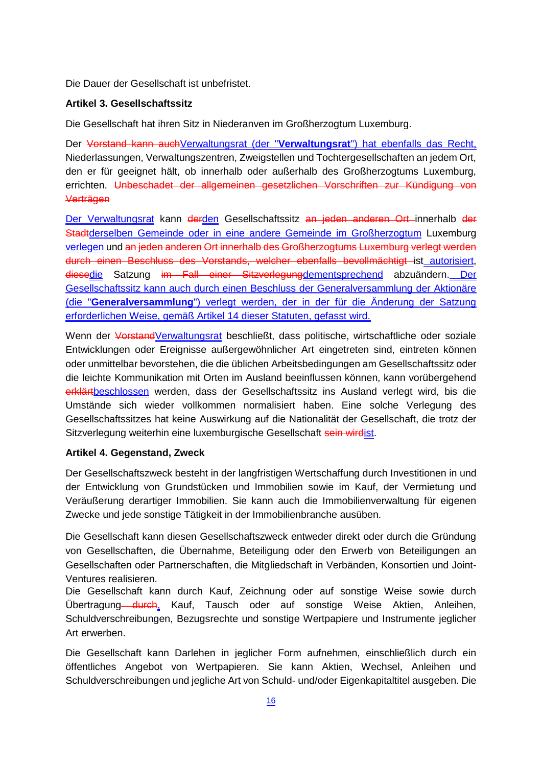Die Dauer der Gesellschaft ist unbefristet.

**Artikel 3. Gesellschaftssitz**

Die Gesellschaft hat ihren Sitz in Niederanven im Großherzogtum Luxemburg.

Der ~~Vorstand kann auch~~Verwaltungsrat (der "**Verwaltungsrat**") hat ebenfalls das Recht, Niederlassungen, Verwaltungszentren, Zweigstellen und Tochtergesellschaften an jedem Ort, den er für geeignet hält, ob innerhalb oder außerhalb des Großherzogtums Luxemburg, errichten. ~~Unbeschadet der allgemeinen gesetzlichen Vorschriften zur Kündigung von Verträgen~~

Der Verwaltungsrat kann ~~der~~den Gesellschaftssitz ~~an jeden anderen Ort~~ innerhalb ~~der Stadt~~derselben Gemeinde oder in eine andere Gemeinde im Großherzogtum Luxemburg verlegen und ~~an jeden anderen Ort innerhalb des Großherzogtums Luxemburg verlegt werden durch einen Beschluss des Vorstands, welcher ebenfalls bevollmächtigt~~ ist autorisiert, ~~diese~~die Satzung ~~im Fall einer Sitzverlegung~~dementsprechend abzuändern. Der Gesellschaftssitz kann auch durch einen Beschluss der Generalversammlung der Aktionäre (die "**Generalversammlung**") verlegt werden, der in der für die Änderung der Satzung erforderlichen Weise, gemäß Artikel 14 dieser Statuten, gefasst wird.

Wenn der ~~Vorstand~~Verwaltungsrat beschließt, dass politische, wirtschaftliche oder soziale Entwicklungen oder Ereignisse außergewöhnlicher Art eingetreten sind, eintreten können oder unmittelbar bevorstehen, die die üblichen Arbeitsbedingungen am Gesellschaftssitz oder die leichte Kommunikation mit Orten im Ausland beeinflussen können, kann vorübergehend ~~erklärt~~beschlossen werden, dass der Gesellschaftssitz ins Ausland verlegt wird, bis die Umstände sich wieder vollkommen normalisiert haben. Eine solche Verlegung des Gesellschaftssitzes hat keine Auswirkung auf die Nationalität der Gesellschaft, die trotz der Sitzverlegung weiterhin eine luxemburgische Gesellschaft ~~sein wird~~ist.

**Artikel 4. Gegenstand, Zweck**

Der Gesellschaftszweck besteht in der langfristigen Wertschaffung durch Investitionen in und der Entwicklung von Grundstücken und Immobilien sowie im Kauf, der Vermietung und Veräußerung derartiger Immobilien. Sie kann auch die Immobilienverwaltung für eigenen Zwecke und jede sonstige Tätigkeit in der Immobilienbranche ausüben.

Die Gesellschaft kann diesen Gesellschaftszweck entweder direkt oder durch die Gründung von Gesellschaften, die Übernahme, Beteiligung oder den Erwerb von Beteiligungen an Gesellschaften oder Partnerschaften, die Mitgliedschaft in Verbänden, Konsortien und Joint-Ventures realisieren.
Die Gesellschaft kann durch Kauf, Zeichnung oder auf sonstige Weise sowie durch Übertragung ~~durch~~, Kauf, Tausch oder auf sonstige Weise Aktien, Anleihen, Schuldverschreibungen, Bezugsrechte und sonstige Wertpapiere und Instrumente jeglicher Art erwerben.

Die Gesellschaft kann Darlehen in jeglicher Form aufnehmen, einschließlich durch ein öffentliches Angebot von Wertpapieren. Sie kann Aktien, Wechsel, Anleihen und Schuldverschreibungen und jegliche Art von Schuld- und/oder Eigenkapitaltitel ausgeben. Die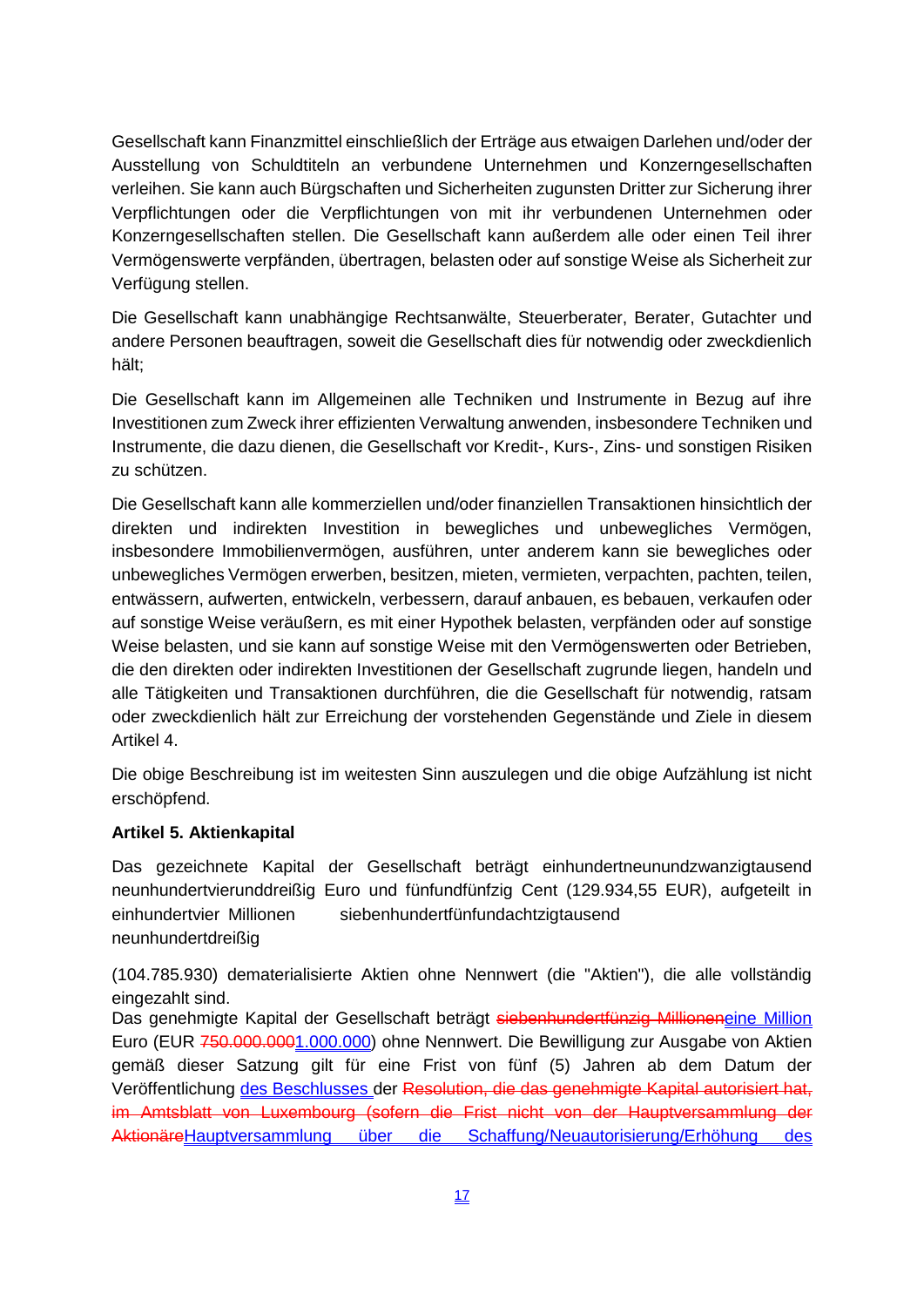Gesellschaft kann Finanzmittel einschließlich der Erträge aus etwaigen Darlehen und/oder der Ausstellung von Schuldtiteln an verbundene Unternehmen und Konzerngesellschaften verleihen. Sie kann auch Bürgschaften und Sicherheiten zugunsten Dritter zur Sicherung ihrer Verpflichtungen oder die Verpflichtungen von mit ihr verbundenen Unternehmen oder Konzerngesellschaften stellen. Die Gesellschaft kann außerdem alle oder einen Teil ihrer Vermögenswerte verpfänden, übertragen, belasten oder auf sonstige Weise als Sicherheit zur Verfügung stellen.

Die Gesellschaft kann unabhängige Rechtsanwälte, Steuerberater, Berater, Gutachter und andere Personen beauftragen, soweit die Gesellschaft dies für notwendig oder zweckdienlich hält;

Die Gesellschaft kann im Allgemeinen alle Techniken und Instrumente in Bezug auf ihre Investitionen zum Zweck ihrer effizienten Verwaltung anwenden, insbesondere Techniken und Instrumente, die dazu dienen, die Gesellschaft vor Kredit-, Kurs-, Zins- und sonstigen Risiken zu schützen.

Die Gesellschaft kann alle kommerziellen und/oder finanziellen Transaktionen hinsichtlich der direkten und indirekten Investition in bewegliches und unbewegliches Vermögen, insbesondere Immobilienvermögen, ausführen, unter anderem kann sie bewegliches oder unbewegliches Vermögen erwerben, besitzen, mieten, vermieten, verpachten, pachten, teilen, entwässern, aufwerten, entwickeln, verbessern, darauf anbauen, es bebauen, verkaufen oder auf sonstige Weise veräußern, es mit einer Hypothek belasten, verpfänden oder auf sonstige Weise belasten, und sie kann auf sonstige Weise mit den Vermögenswerten oder Betrieben, die den direkten oder indirekten Investitionen der Gesellschaft zugrunde liegen, handeln und alle Tätigkeiten und Transaktionen durchführen, die die Gesellschaft für notwendig, ratsam oder zweckdienlich hält zur Erreichung der vorstehenden Gegenstände und Ziele in diesem Artikel 4.

Die obige Beschreibung ist im weitesten Sinn auszulegen und die obige Aufzählung ist nicht erschöpfend.

**Artikel 5. Aktienkapital**

Das gezeichnete Kapital der Gesellschaft beträgt einhundertneunundzwanzigtausend neunhundertvierunddreißig Euro und fünfundfünfzig Cent (129.934,55 EUR), aufgeteilt in einhundertvier Millionen siebenhundertfünfundachtzigtausend neunhundertdreißig

(104.785.930) dematerialisierte Aktien ohne Nennwert (die "Aktien"), die alle vollständig eingezahlt sind.

Das genehmigte Kapital der Gesellschaft beträgt ~~siebenhundertfünfzig Millionen~~eine Million Euro (EUR ~~750.000.000~~1.000.000) ohne Nennwert. Die Bewilligung zur Ausgabe von Aktien gemäß dieser Satzung gilt für eine Frist von fünf (5) Jahren ab dem Datum der Veröffentlichung des Beschlusses der ~~Resolution, die das genehmigte Kapital autorisiert hat, im Amtsblatt von Luxembourg (sofern die Frist nicht von der Hauptversammlung der Aktionäre~~Hauptversammlung über die Schaffung/Neuautorisierung/Erhöhung des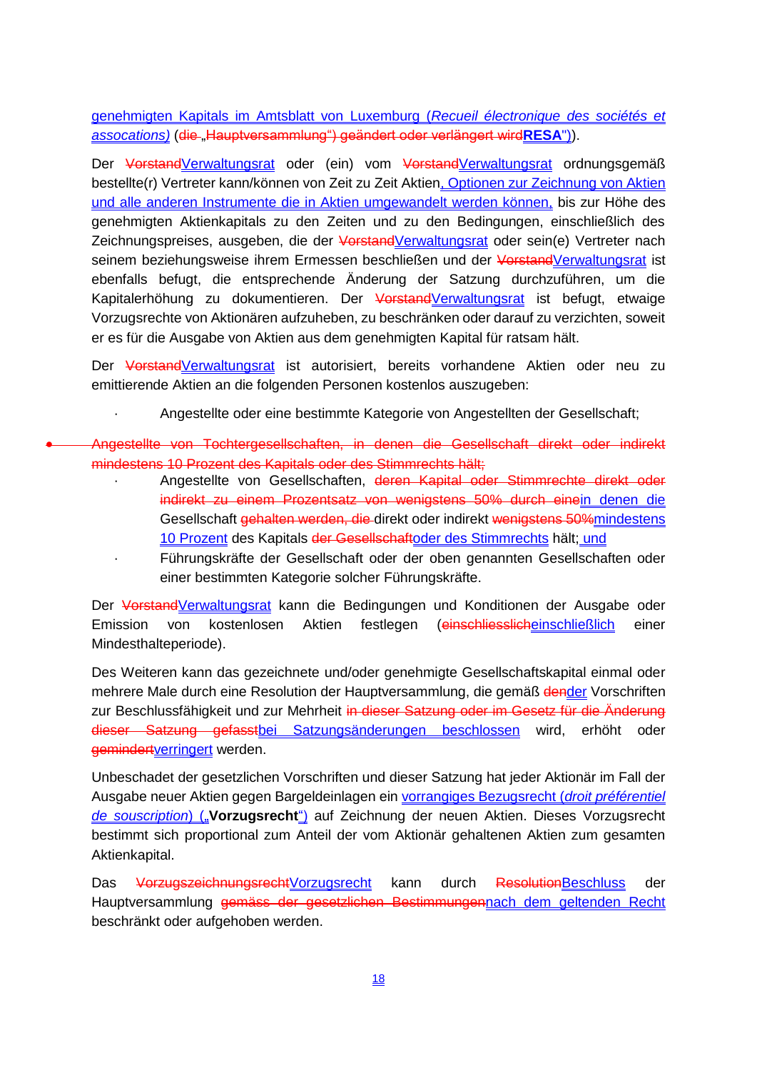genehmigten Kapitals im Amtsblatt von Luxemburg (*Recueil électronique des sociétés et assocations)* (~~die „Hauptversammlung") geändert oder verlängert wird~~**RESA**")).

Der ~~Vorstand~~Verwaltungsrat oder (ein) vom ~~Vorstand~~Verwaltungsrat ordnungsgemäß bestellte(r) Vertreter kann/können von Zeit zu Zeit Aktien, Optionen zur Zeichnung von Aktien und alle anderen Instrumente die in Aktien umgewandelt werden können, bis zur Höhe des genehmigten Aktienkapitals zu den Zeiten und zu den Bedingungen, einschließlich des Zeichnungspreises, ausgeben, die der ~~Vorstand~~Verwaltungsrat oder sein(e) Vertreter nach seinem beziehungsweise ihrem Ermessen beschließen und der ~~Vorstand~~Verwaltungsrat ist ebenfalls befugt, die entsprechende Änderung der Satzung durchzuführen, um die Kapitalerhöhung zu dokumentieren. Der ~~Vorstand~~Verwaltungsrat ist befugt, etwaige Vorzugsrechte von Aktionären aufzuheben, zu beschränken oder darauf zu verzichten, soweit er es für die Ausgabe von Aktien aus dem genehmigten Kapital für ratsam hält.

Der ~~Vorstand~~Verwaltungsrat ist autorisiert, bereits vorhandene Aktien oder neu zu emittierende Aktien an die folgenden Personen kostenlos auszugeben:

- Angestellte oder eine bestimmte Kategorie von Angestellten der Gesellschaft;
- ~~Angestellte von Tochtergesellschaften, in denen die Gesellschaft direkt oder indirekt mindestens 10 Prozent des Kapitals oder des Stimmrechts hält;~~
- Angestellte von Gesellschaften, ~~deren Kapital oder Stimmrechte direkt oder indirekt zu einem Prozentsatz von wenigstens 50% durch eine~~in denen die Gesellschaft ~~gehalten werden, die~~ direkt oder indirekt ~~wenigstens 50%~~mindestens 10 Prozent des Kapitals ~~der Gesellschaft~~oder des Stimmrechts hält; und
- Führungskräfte der Gesellschaft oder der oben genannten Gesellschaften oder einer bestimmten Kategorie solcher Führungskräfte.

Der ~~Vorstand~~Verwaltungsrat kann die Bedingungen und Konditionen der Ausgabe oder Emission von kostenlosen Aktien festlegen (~~einschliesslich~~einschließlich einer Mindesthalteperiode).

Des Weiteren kann das gezeichnete und/oder genehmigte Gesellschaftskapital einmal oder mehrere Male durch eine Resolution der Hauptversammlung, die gemäß ~~den~~der Vorschriften zur Beschlussfähigkeit und zur Mehrheit ~~in dieser Satzung oder im Gesetz für die Änderung dieser Satzung gefasst~~bei Satzungsänderungen beschlossen wird, erhöht oder ~~gemindert~~verringert werden.

Unbeschadet der gesetzlichen Vorschriften und dieser Satzung hat jeder Aktionär im Fall der Ausgabe neuer Aktien gegen Bargeldeinlagen ein vorrangiges Bezugsrecht (*droit préférentiel de souscription*) („**Vorzugsrecht**") auf Zeichnung der neuen Aktien. Dieses Vorzugsrecht bestimmt sich proportional zum Anteil der vom Aktionär gehaltenen Aktien zum gesamten Aktienkapital.

Das ~~Vorzugszeichnungsrecht~~Vorzugsrecht kann durch ~~Resolution~~Beschluss der Hauptversammlung ~~gemäss der gesetzlichen Bestimmungen~~nach dem geltenden Recht beschränkt oder aufgehoben werden.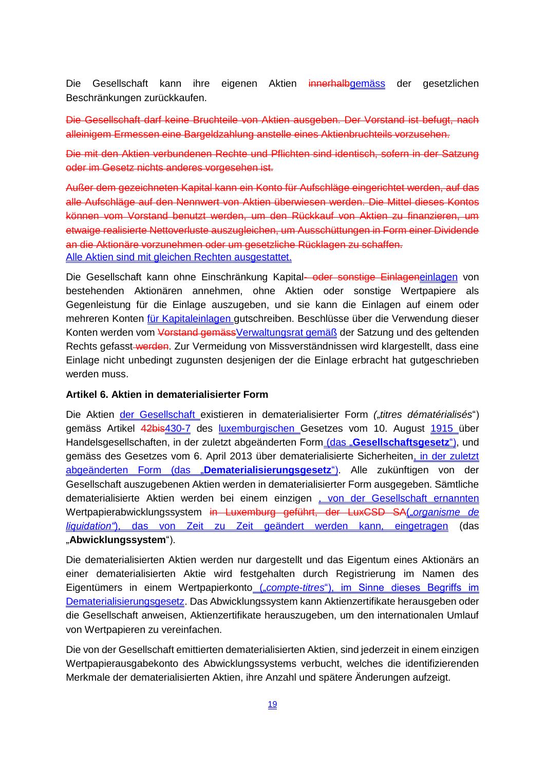Die Gesellschaft kann ihre eigenen Aktien ~~innerhalb~~<u>gemäss</u> der gesetzlichen Beschränkungen zurückkaufen.

~~Die Gesellschaft darf keine Bruchteile von Aktien ausgeben. Der Vorstand ist befugt, nach alleinigem Ermessen eine Bargeldzahlung anstelle eines Aktienbruchteils vorzusehen.~~

~~Die mit den Aktien verbundenen Rechte und Pflichten sind identisch, sofern in der Satzung oder im Gesetz nichts anderes vorgesehen ist.~~

~~Außer dem gezeichneten Kapital kann ein Konto für Aufschläge eingerichtet werden, auf das alle Aufschläge auf den Nennwert von Aktien überwiesen werden. Die Mittel dieses Kontos können vom Vorstand benutzt werden, um den Rückkauf von Aktien zu finanzieren, um etwaige realisierte Nettoverluste auszugleichen, um Ausschüttungen in Form einer Dividende an die Aktionäre vorzunehmen oder um gesetzliche Rücklagen zu schaffen.~~
<u>Alle Aktien sind mit gleichen Rechten ausgestattet.</u>

Die Gesellschaft kann ohne Einschränkung Kapital~~- oder sonstige Einlagen~~<u>einlagen</u> von bestehenden Aktionären annehmen, ohne Aktien oder sonstige Wertpapiere als Gegenleistung für die Einlage auszugeben, und sie kann die Einlagen auf einem oder mehreren Konten <u>für Kapitaleinlagen</u> gutschreiben. Beschlüsse über die Verwendung dieser Konten werden vom ~~Vorstand gemäss~~<u>Verwaltungsrat gemäß</u> der Satzung und des geltenden Rechts gefasst ~~werden~~. Zur Vermeidung von Missverständnissen wird klargestellt, dass eine Einlage nicht unbedingt zugunsten desjenigen der die Einlage erbracht hat gutgeschrieben werden muss.

**Artikel 6. Aktien in dematerialisierter Form**

Die Aktien <u>der Gesellschaft</u> existieren in dematerialisierter Form (*„titres dématérialisés*“) gemäss Artikel ~~42bis~~<u>430-7</u> des <u>luxemburgischen</u> Gesetzes vom 10. August <u>1915</u> über Handelsgesellschaften, in der zuletzt abgeänderten Form <u>(das „**Gesellschaftsgesetz**“)</u>, und gemäss des Gesetzes vom 6. April 2013 über dematerialisierte Sicherheiten<u>, in der zuletzt abgeänderten Form (das „**Dematerialisierungsgesetz**“)</u>. Alle zukünftigen von der Gesellschaft auszugebenden Aktien werden in dematerialisierter Form ausgegeben. Sämtliche dematerialisierte Aktien werden bei einem einzigen <u>, von der Gesellschaft ernannten</u> Wertpapierabwicklungssystem ~~in Luxemburg geführt, der LuxCSD SA~~<u>(„*organisme de liquidation*“), das von Zeit zu Zeit geändert werden kann, eingetragen</u> (das „**Abwicklungssystem**“).

Die dematerialisierten Aktien werden nur dargestellt und das Eigentum eines Aktionärs an einer dematerialisierten Aktie wird festgehalten durch Registrierung im Namen des Eigentümers in einem Wertpapierkonto<u> („*compte-titres*“), im Sinne dieses Begriffs im Dematerialisierungsgesetz</u>. Das Abwicklungssystem kann Aktienzertifikate herausgeben oder die Gesellschaft anweisen, Aktienzertifikate herauszugeben, um den internationalen Umlauf von Wertpapieren zu vereinfachen.

Die von der Gesellschaft emittierten dematerialisierten Aktien, sind jederzeit in einem einzigen Wertpapierausgabekonto des Abwicklungssystems verbucht, welches die identifizierenden Merkmale der dematerialisierten Aktien, ihre Anzahl und spätere Änderungen aufzeigt.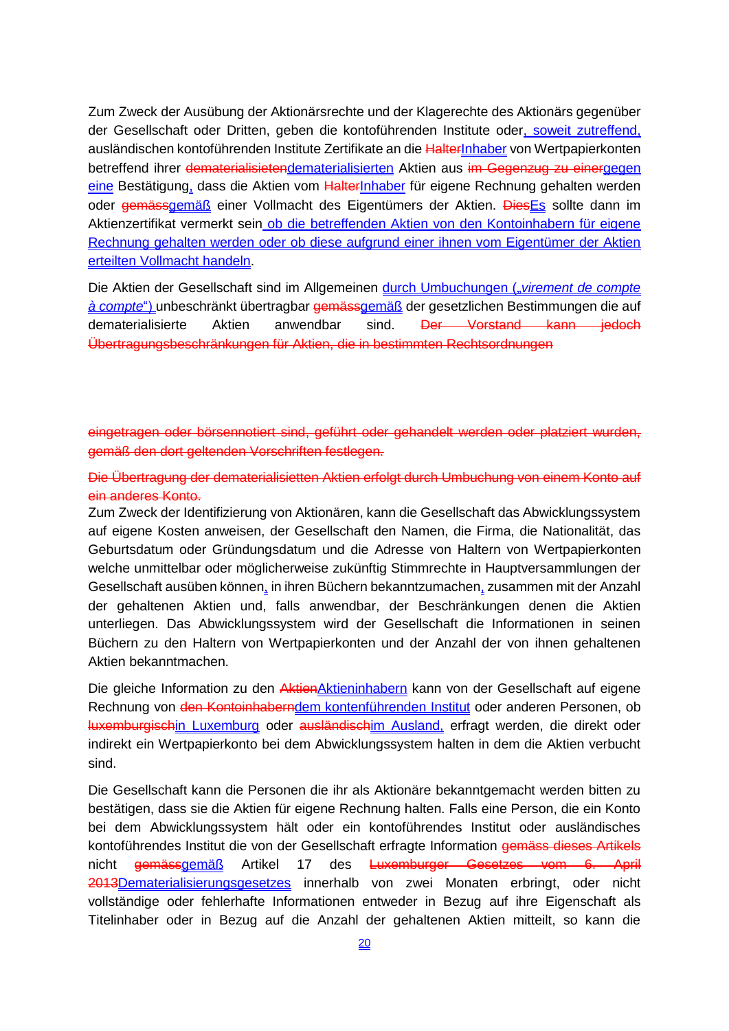Zum Zweck der Ausübung der Aktionärsrechte und der Klagerechte des Aktionärs gegenüber der Gesellschaft oder Dritten, geben die kontoführenden Institute oder, soweit zutreffend, ausländischen kontoführenden Institute Zertifikate an die ~~Halter~~Inhaber von Wertpapierkonten betreffend ihrer ~~dematerialisieten~~dematerialisierten Aktien aus ~~im Gegenzug zu einer~~gegen eine Bestätigung, dass die Aktien vom ~~Halter~~Inhaber für eigene Rechnung gehalten werden oder ~~gemäss~~gemäß einer Vollmacht des Eigentümers der Aktien. ~~Dies~~Es sollte dann im Aktienzertifikat vermerkt sein ob die betreffenden Aktien von den Kontoinhabern für eigene Rechnung gehalten werden oder ob diese aufgrund einer ihnen vom Eigentümer der Aktien erteilten Vollmacht handeln.

Die Aktien der Gesellschaft sind im Allgemeinen durch Umbuchungen („*virement de compte à compte*") unbeschränkt übertragbar ~~gemäss~~gemäß der gesetzlichen Bestimmungen die auf dematerialisierte Aktien anwendbar sind. ~~Der Vorstand kann jedoch Übertragungsbeschränkungen für Aktien, die in bestimmten Rechtsordnungen eingetragen oder börsennotiert sind, geführt oder gehandelt werden oder platziert wurden, gemäß den dort geltenden Vorschriften festlegen.~~

~~Die Übertragung der dematerialisietten Aktien erfolgt durch Umbuchung von einem Konto auf ein anderes Konto.~~

Zum Zweck der Identifizierung von Aktionären, kann die Gesellschaft das Abwicklungssystem auf eigene Kosten anweisen, der Gesellschaft den Namen, die Firma, die Nationalität, das Geburtsdatum oder Gründungsdatum und die Adresse von Haltern von Wertpapierkonten welche unmittelbar oder möglicherweise zukünftig Stimmrechte in Hauptversammlungen der Gesellschaft ausüben können, in ihren Büchern bekanntzumachen, zusammen mit der Anzahl der gehaltenen Aktien und, falls anwendbar, der Beschränkungen denen die Aktien unterliegen. Das Abwicklungssystem wird der Gesellschaft die Informationen in seinen Büchern zu den Haltern von Wertpapierkonten und der Anzahl der von ihnen gehaltenen Aktien bekanntmachen.

Die gleiche Information zu den ~~Aktien~~Aktieninhabern kann von der Gesellschaft auf eigene Rechnung von ~~den Kontoinhabern~~dem kontenführenden Institut oder anderen Personen, ob ~~luxemburgisch~~in Luxemburg oder ~~ausländisch~~im Ausland, erfragt werden, die direkt oder indirekt ein Wertpapierkonto bei dem Abwicklungssystem halten in dem die Aktien verbucht sind.

Die Gesellschaft kann die Personen die ihr als Aktionäre bekanntgemacht werden bitten zu bestätigen, dass sie die Aktien für eigene Rechnung halten. Falls eine Person, die ein Konto bei dem Abwicklungssystem hält oder ein kontoführendes Institut oder ausländisches kontoführendes Institut die von der Gesellschaft erfragte Information ~~gemäss dieses Artikels~~ nicht ~~gemäss~~gemäß Artikel 17 des ~~Luxemburger Gesetzes vom 6. April 2013~~Dematerialisierungsgesetzes innerhalb von zwei Monaten erbringt, oder nicht vollständige oder fehlerhafte Informationen entweder in Bezug auf ihre Eigenschaft als Titelinhaber oder in Bezug auf die Anzahl der gehaltenen Aktien mitteilt, so kann die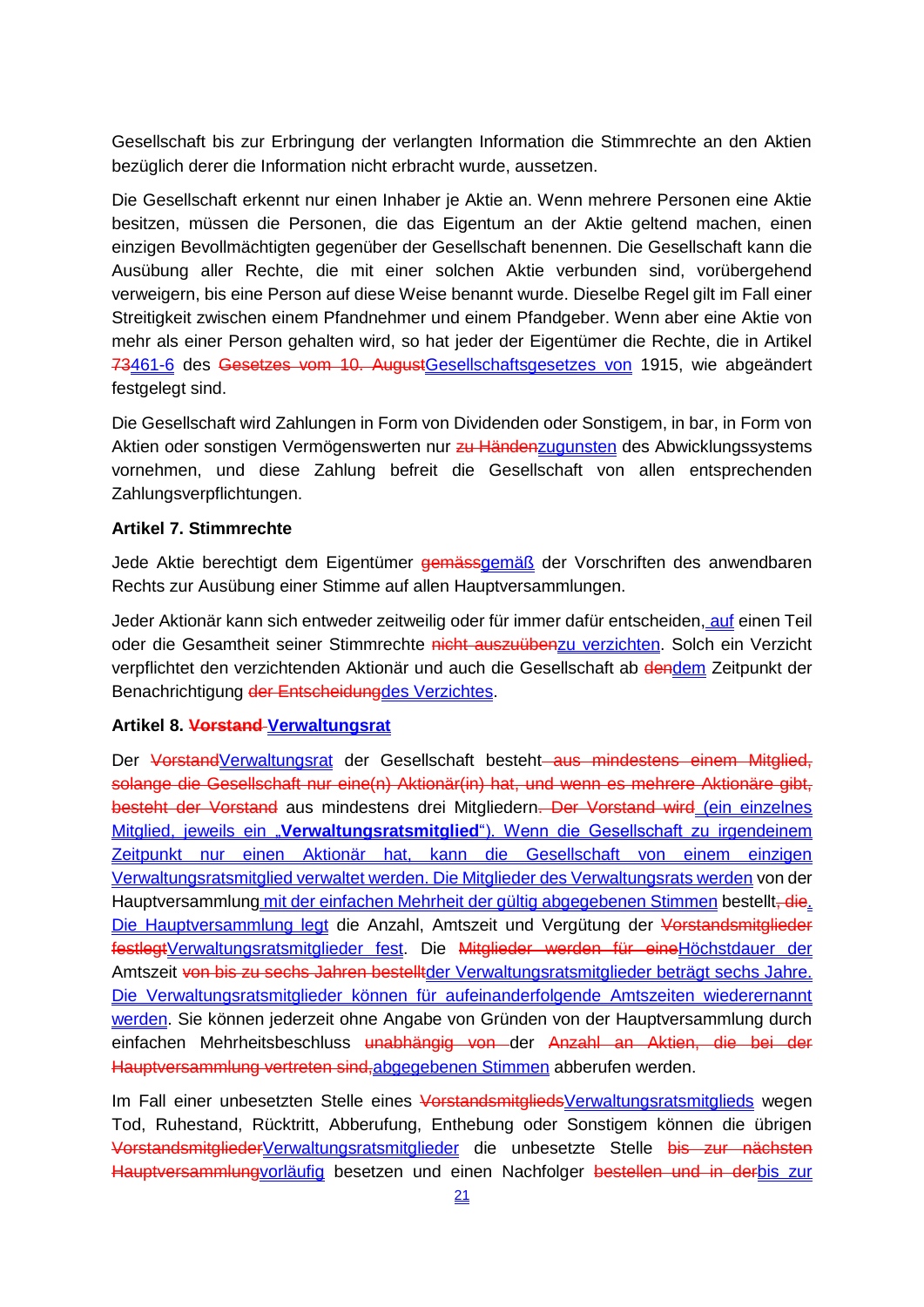Gesellschaft bis zur Erbringung der verlangten Information die Stimmrechte an den Aktien bezüglich derer die Information nicht erbracht wurde, aussetzen.

Die Gesellschaft erkennt nur einen Inhaber je Aktie an. Wenn mehrere Personen eine Aktie besitzen, müssen die Personen, die das Eigentum an der Aktie geltend machen, einen einzigen Bevollmächtigten gegenüber der Gesellschaft benennen. Die Gesellschaft kann die Ausübung aller Rechte, die mit einer solchen Aktie verbunden sind, vorübergehend verweigern, bis eine Person auf diese Weise benannt wurde. Dieselbe Regel gilt im Fall einer Streitigkeit zwischen einem Pfandnehmer und einem Pfandgeber. Wenn aber eine Aktie von mehr als einer Person gehalten wird, so hat jeder der Eigentümer die Rechte, die in Artikel ~~73~~461-6 des ~~Gesetzes vom 10. August~~Gesellschaftsgesetzes von 1915, wie abgeändert festgelegt sind.

Die Gesellschaft wird Zahlungen in Form von Dividenden oder Sonstigem, in bar, in Form von Aktien oder sonstigen Vermögenswerten nur ~~zu Händen~~zugunsten des Abwicklungssystems vornehmen, und diese Zahlung befreit die Gesellschaft von allen entsprechenden Zahlungsverpflichtungen.

**Artikel 7. Stimmrechte**

Jede Aktie berechtigt dem Eigentümer ~~gemäss~~gemäß der Vorschriften des anwendbaren Rechts zur Ausübung einer Stimme auf allen Hauptversammlungen.

Jeder Aktionär kann sich entweder zeitweilig oder für immer dafür entscheiden, auf einen Teil oder die Gesamtheit seiner Stimmrechte ~~nicht auszuüben~~zu verzichten. Solch ein Verzicht verpflichtet den verzichtenden Aktionär und auch die Gesellschaft ab ~~den~~dem Zeitpunkt der Benachrichtigung ~~der Entscheidung~~des Verzichtes.

**Artikel 8. ~~Vorstand~~ Verwaltungsrat**

Der ~~Vorstand~~Verwaltungsrat der Gesellschaft besteht ~~aus mindestens einem Mitglied, solange die Gesellschaft nur eine(n) Aktionär(in) hat, und wenn es mehrere Aktionäre gibt, besteht der Vorstand~~ aus mindestens drei Mitgliedern~~. Der Vorstand wird~~ (ein einzelnes Mitglied, jeweils ein „**Verwaltungsratsmitglied**"). Wenn die Gesellschaft zu irgendeinem Zeitpunkt nur einen Aktionär hat, kann die Gesellschaft von einem einzigen Verwaltungsratsmitglied verwaltet werden. Die Mitglieder des Verwaltungsrats werden von der Hauptversammlung mit der einfachen Mehrheit der gültig abgegebenen Stimmen bestellt~~, die~~. Die Hauptversammlung legt die Anzahl, Amtszeit und Vergütung der ~~Vorstandsmitglieder festlegt~~Verwaltungsratsmitglieder fest. Die ~~Mitglieder werden für eine~~Höchstdauer der Amtszeit ~~von bis zu sechs Jahren bestellt~~der Verwaltungsratsmitglieder beträgt sechs Jahre. Die Verwaltungsratsmitglieder können für aufeinanderfolgende Amtszeiten wiederernannt werden. Sie können jederzeit ohne Angabe von Gründen von der Hauptversammlung durch einfachen Mehrheitsbeschluss ~~unabhängig von~~ der ~~Anzahl an Aktien, die bei der Hauptversammlung vertreten sind,~~abgegebenen Stimmen abberufen werden.

Im Fall einer unbesetzten Stelle eines ~~Vorstandsmitglieds~~Verwaltungsratsmitglieds wegen Tod, Ruhestand, Rücktritt, Abberufung, Enthebung oder Sonstigem können die übrigen ~~Vorstandsmitglieder~~Verwaltungsratsmitglieder die unbesetzte Stelle ~~bis zur nächsten Hauptversammlung~~vorläufig besetzen und einen Nachfolger ~~bestellen und in der~~bis zur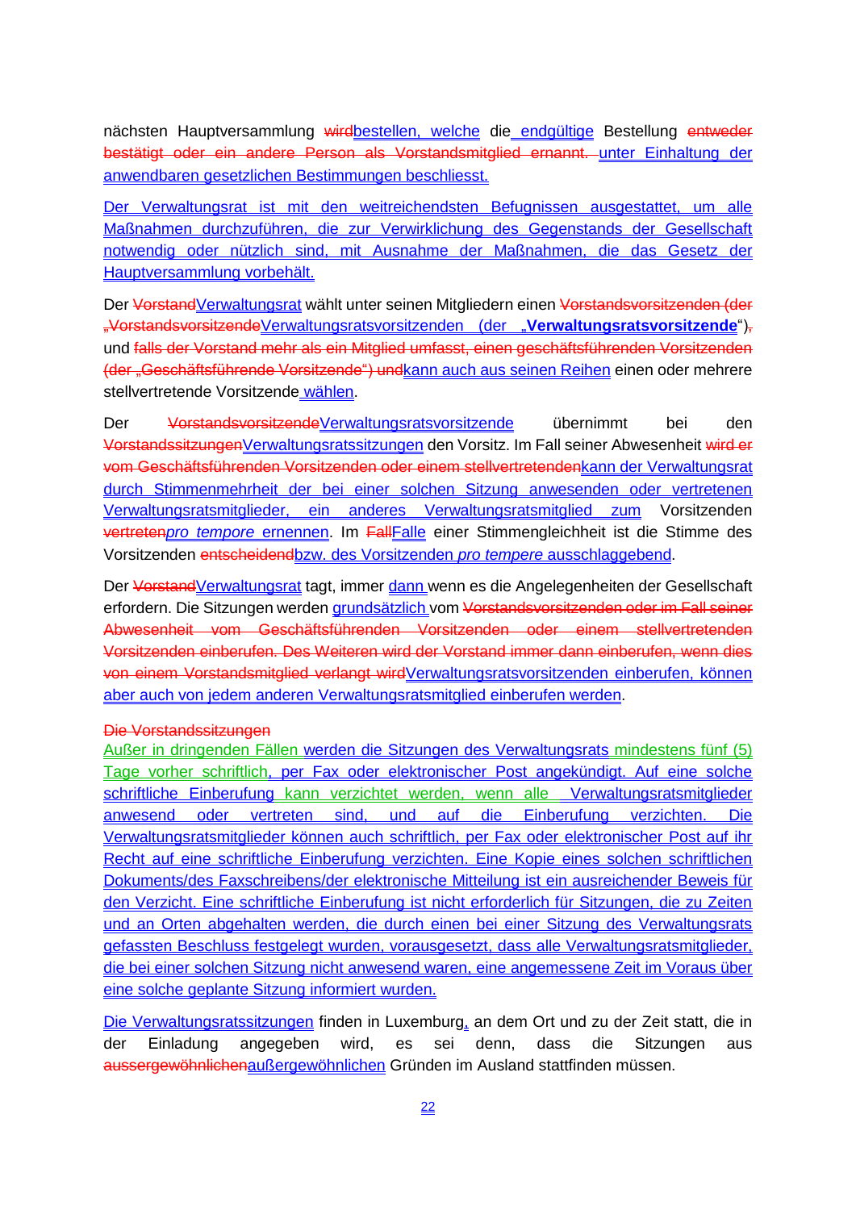nächsten Hauptversammlung ~~wird~~bestellen, welche die endgültige Bestellung ~~entweder bestätigt oder ein andere Person als Vorstandsmitglied ernannt.~~ unter Einhaltung der anwendbaren gesetzlichen Bestimmungen beschliesst.

Der Verwaltungsrat ist mit den weitreichendsten Befugnissen ausgestattet, um alle Maßnahmen durchzuführen, die zur Verwirklichung des Gegenstands der Gesellschaft notwendig oder nützlich sind, mit Ausnahme der Maßnahmen, die das Gesetz der Hauptversammlung vorbehält.

Der ~~Vorstand~~Verwaltungsrat wählt unter seinen Mitgliedern einen ~~Vorstandsvorsitzenden (der „Vorstandsvorsitzende~~Verwaltungsratsvorsitzenden (der „**Verwaltungsratsvorsitzende**“)~~,~~ und ~~falls der Vorstand mehr als ein Mitglied umfasst, einen geschäftsführenden Vorsitzenden (der „Geschäftsführende Vorsitzende“) und~~kann auch aus seinen Reihen einen oder mehrere stellvertretende Vorsitzende wählen.

Der ~~Vorstandsvorsitzende~~Verwaltungsratsvorsitzende übernimmt bei den ~~Vorstandssitzungen~~Verwaltungsratssitzungen den Vorsitz. Im Fall seiner Abwesenheit ~~wird er vom Geschäftsführenden Vorsitzenden oder einem stellvertretenden~~kann der Verwaltungsrat durch Stimmenmehrheit der bei einer solchen Sitzung anwesenden oder vertretenen Verwaltungsratsmitglieder, ein anderes Verwaltungsratsmitglied zum Vorsitzenden ~~vertreten~~*pro tempore* ernennen. Im ~~Fall~~Falle einer Stimmengleichheit ist die Stimme des Vorsitzenden ~~entscheidend~~bzw. des Vorsitzenden *pro tempere* ausschlaggebend.

Der ~~Vorstand~~Verwaltungsrat tagt, immer dann wenn es die Angelegenheiten der Gesellschaft erfordern. Die Sitzungen werden grundsätzlich vom ~~Vorstandsvorsitzenden oder im Fall seiner Abwesenheit vom Geschäftsführenden Vorsitzenden oder einem stellvertretenden Vorsitzenden einberufen. Des Weiteren wird der Vorstand immer dann einberufen, wenn dies von einem Vorstandsmitglied verlangt wird~~Verwaltungsratsvorsitzenden einberufen, können aber auch von jedem anderen Verwaltungsratsmitglied einberufen werden.

~~Die Vorstandssitzungen~~
Außer in dringenden Fällen werden die Sitzungen des Verwaltungsrats mindestens fünf (5) Tage vorher schriftlich, per Fax oder elektronischer Post angekündigt. Auf eine solche schriftliche Einberufung kann verzichtet werden, wenn alle Verwaltungsratsmitglieder anwesend oder vertreten sind, und auf die Einberufung verzichten. Die Verwaltungsratsmitglieder können auch schriftlich, per Fax oder elektronischer Post auf ihr Recht auf eine schriftliche Einberufung verzichten. Eine Kopie eines solchen schriftlichen Dokuments/des Faxschreibens/der elektronische Mitteilung ist ein ausreichender Beweis für den Verzicht. Eine schriftliche Einberufung ist nicht erforderlich für Sitzungen, die zu Zeiten und an Orten abgehalten werden, die durch einen bei einer Sitzung des Verwaltungsrats gefassten Beschluss festgelegt wurden, vorausgesetzt, dass alle Verwaltungsratsmitglieder, die bei einer solchen Sitzung nicht anwesend waren, eine angemessene Zeit im Voraus über eine solche geplante Sitzung informiert wurden.

Die Verwaltungsratssitzungen finden in Luxemburg, an dem Ort und zu der Zeit statt, die in der Einladung angegeben wird, es sei denn, dass die Sitzungen aus ~~aussergewöhnlichen~~außergewöhnlichen Gründen im Ausland stattfinden müssen.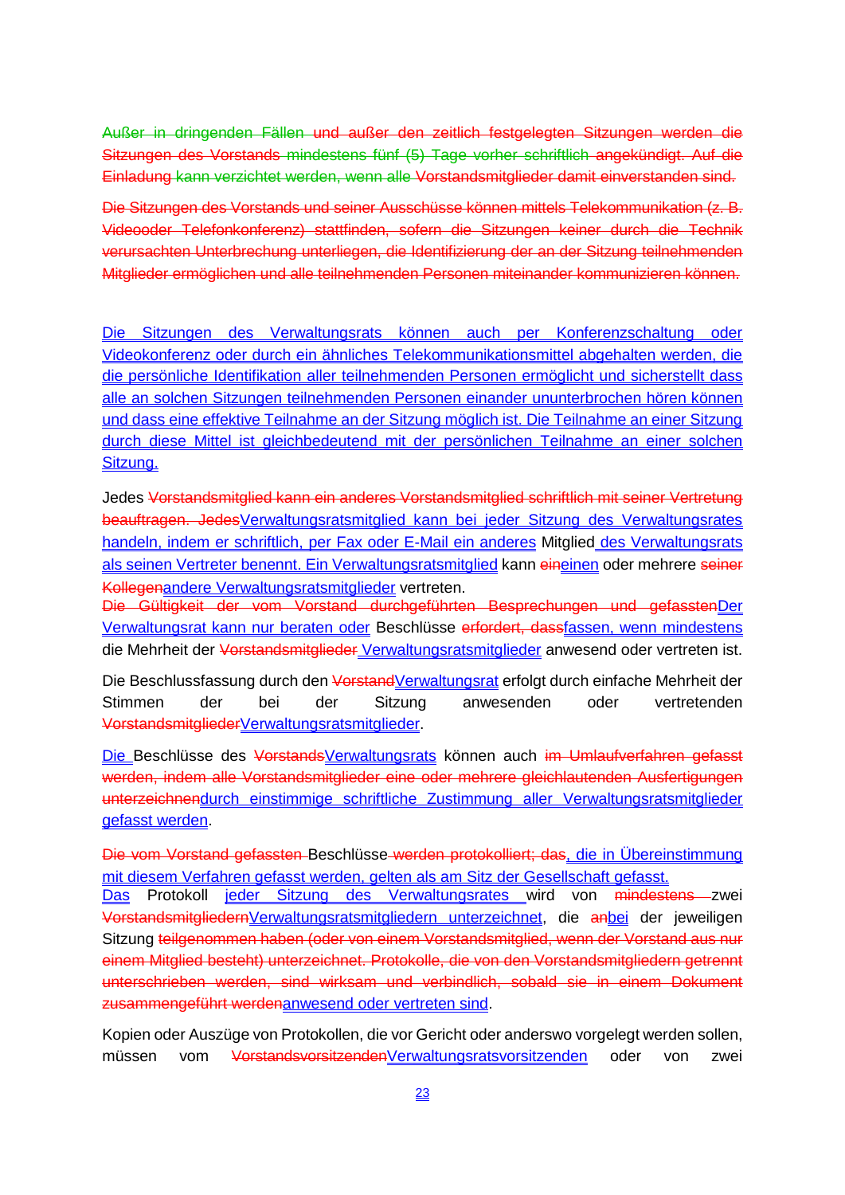~~Außer in dringenden Fällen und außer den zeitlich festgelegten Sitzungen werden die Sitzungen des Vorstands mindestens fünf (5) Tage vorher schriftlich angekündigt. Auf die Einladung kann verzichtet werden, wenn alle Vorstandsmitglieder damit einverstanden sind.~~

~~Die Sitzungen des Vorstands und seiner Ausschüsse können mittels Telekommunikation (z. B. Videooder Telefonkonferenz) stattfinden, sofern die Sitzungen keiner durch die Technik verursachten Unterbrechung unterliegen, die Identifizierung der an der Sitzung teilnehmenden Mitglieder ermöglichen und alle teilnehmenden Personen miteinander kommunizieren können.~~

Die Sitzungen des Verwaltungsrats können auch per Konferenzschaltung oder Videokonferenz oder durch ein ähnliches Telekommunikationsmittel abgehalten werden, die die persönliche Identifikation aller teilnehmenden Personen ermöglicht und sicherstellt dass alle an solchen Sitzungen teilnehmenden Personen einander ununterbrochen hören können und dass eine effektive Teilnahme an der Sitzung möglich ist. Die Teilnahme an einer Sitzung durch diese Mittel ist gleichbedeutend mit der persönlichen Teilnahme an einer solchen Sitzung.

Jedes ~~Vorstandsmitglied kann ein anderes Vorstandsmitglied schriftlich mit seiner Vertretung beauftragen. Jedes~~Verwaltungsratsmitglied kann bei jeder Sitzung des Verwaltungsrates handeln, indem er schriftlich, per Fax oder E-Mail ein anderes Mitglied des Verwaltungsrats als seinen Vertreter benennt. Ein Verwaltungsratsmitglied kann ~~ein~~einen oder mehrere ~~seiner Kollegen~~andere Verwaltungsratsmitglieder vertreten.
~~Die Gültigkeit der vom Vorstand durchgeführten Besprechungen und gefassten~~Der Verwaltungsrat kann nur beraten oder Beschlüsse ~~erfordert, dass~~fassen, wenn mindestens die Mehrheit der ~~Vorstandsmitglieder~~ Verwaltungsratsmitglieder anwesend oder vertreten ist.

Die Beschlussfassung durch den ~~Vorstand~~Verwaltungsrat erfolgt durch einfache Mehrheit der Stimmen der bei der Sitzung anwesenden oder vertretenden ~~Vorstandsmitglieder~~Verwaltungsratsmitglieder.

Die Beschlüsse des ~~Vorstands~~Verwaltungsrats können auch ~~im Umlaufverfahren gefasst werden, indem alle Vorstandsmitglieder eine oder mehrere gleichlautenden Ausfertigungen unterzeichnen~~durch einstimmige schriftliche Zustimmung aller Verwaltungsratsmitglieder gefasst werden.

~~Die vom Vorstand gefassten~~ Beschlüsse ~~werden protokolliert; das~~, die in Übereinstimmung mit diesem Verfahren gefasst werden, gelten als am Sitz der Gesellschaft gefasst.
Das Protokoll jeder Sitzung des Verwaltungsrates wird von ~~mindestens~~ zwei ~~Vorstandsmitgliedern~~Verwaltungsratsmitgliedern unterzeichnet, die ~~an~~bei der jeweiligen Sitzung ~~teilgenommen haben (oder von einem Vorstandsmitglied, wenn der Vorstand aus nur einem Mitglied besteht) unterzeichnet. Protokolle, die von den Vorstandsmitgliedern getrennt unterschrieben werden, sind wirksam und verbindlich, sobald sie in einem Dokument zusammengeführt werden~~anwesend oder vertreten sind.

Kopien oder Auszüge von Protokollen, die vor Gericht oder anderswo vorgelegt werden sollen, müssen vom ~~Vorstandsvorsitzenden~~Verwaltungsratsvorsitzenden oder von zwei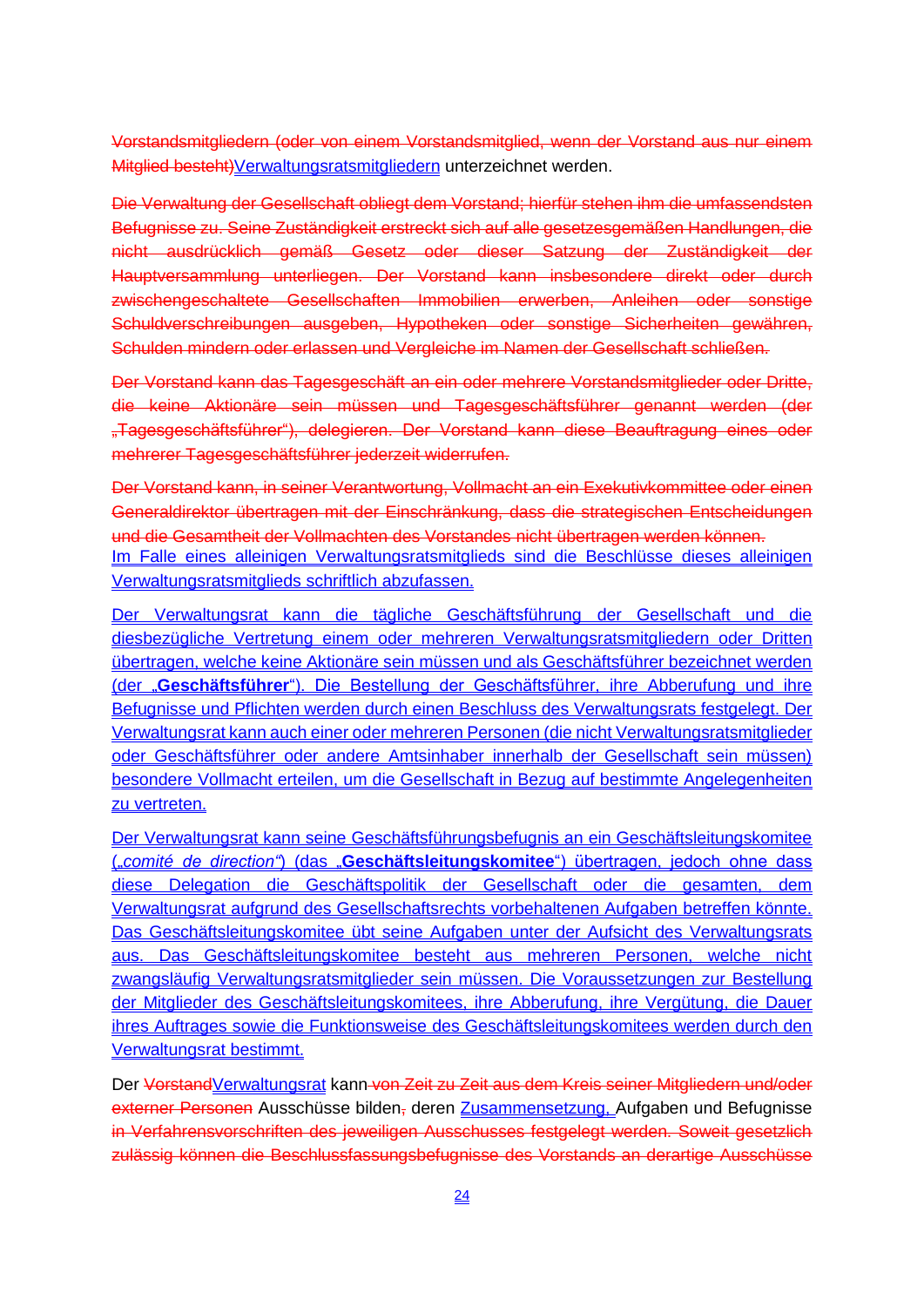~~Vorstandsmitgliedern (oder von einem Vorstandsmitglied, wenn der Vorstand aus nur einem Mitglied besteht)~~Verwaltungsratsmitgliedern unterzeichnet werden.

~~Die Verwaltung der Gesellschaft obliegt dem Vorstand; hierfür stehen ihm die umfassendsten Befugnisse zu. Seine Zuständigkeit erstreckt sich auf alle gesetzesgemäßen Handlungen, die nicht ausdrücklich gemäß Gesetz oder dieser Satzung der Zuständigkeit der Hauptversammlung unterliegen. Der Vorstand kann insbesondere direkt oder durch zwischengeschaltete Gesellschaften Immobilien erwerben, Anleihen oder sonstige Schuldverschreibungen ausgeben, Hypotheken oder sonstige Sicherheiten gewähren, Schulden mindern oder erlassen und Vergleiche im Namen der Gesellschaft schließen.~~

~~Der Vorstand kann das Tagesgeschäft an ein oder mehrere Vorstandsmitglieder oder Dritte, die keine Aktionäre sein müssen und Tagesgeschäftsführer genannt werden (der „Tagesgeschäftsführer"), delegieren. Der Vorstand kann diese Beauftragung eines oder mehrerer Tagesgeschäftsführer jederzeit widerrufen.~~

~~Der Vorstand kann, in seiner Verantwortung, Vollmacht an ein Exekutivkommittee oder einen Generaldirektor übertragen mit der Einschränkung, dass die strategischen Entscheidungen und die Gesamtheit der Vollmachten des Vorstandes nicht übertragen werden können.~~
Im Falle eines alleinigen Verwaltungsratsmitglieds sind die Beschlüsse dieses alleinigen Verwaltungsratsmitglieds schriftlich abzufassen.

Der Verwaltungsrat kann die tägliche Geschäftsführung der Gesellschaft und die diesbezügliche Vertretung einem oder mehreren Verwaltungsratsmitgliedern oder Dritten übertragen, welche keine Aktionäre sein müssen und als Geschäftsführer bezeichnet werden (der „**Geschäftsführer**"). Die Bestellung der Geschäftsführer, ihre Abberufung und ihre Befugnisse und Pflichten werden durch einen Beschluss des Verwaltungsrats festgelegt. Der Verwaltungsrat kann auch einer oder mehreren Personen (die nicht Verwaltungsratsmitglieder oder Geschäftsführer oder andere Amtsinhaber innerhalb der Gesellschaft sein müssen) besondere Vollmacht erteilen, um die Gesellschaft in Bezug auf bestimmte Angelegenheiten zu vertreten.

Der Verwaltungsrat kann seine Geschäftsführungsbefugnis an ein Geschäftsleitungskomitee („*comité de direction*") (das „**Geschäftsleitungskomitee**") übertragen, jedoch ohne dass diese Delegation die Geschäftspolitik der Gesellschaft oder die gesamten, dem Verwaltungsrat aufgrund des Gesellschaftsrechts vorbehaltenen Aufgaben betreffen könnte. Das Geschäftsleitungskomitee übt seine Aufgaben unter der Aufsicht des Verwaltungsrats aus. Das Geschäftsleitungskomitee besteht aus mehreren Personen, welche nicht zwangsläufig Verwaltungsratsmitglieder sein müssen. Die Voraussetzungen zur Bestellung der Mitglieder des Geschäftsleitungskomitees, ihre Abberufung, ihre Vergütung, die Dauer ihres Auftrages sowie die Funktionsweise des Geschäftsleitungskomitees werden durch den Verwaltungsrat bestimmt.

Der ~~Vorstand~~Verwaltungsrat kann ~~von Zeit zu Zeit aus dem Kreis seiner Mitgliedern und/oder externer Personen~~ Ausschüsse bilden~~,~~ deren Zusammensetzung, Aufgaben und Befugnisse ~~in Verfahrensvorschriften des jeweiligen Ausschusses festgelegt werden. Soweit gesetzlich zulässig können die Beschlussfassungsbefugnisse des Vorstands an derartige Ausschüsse~~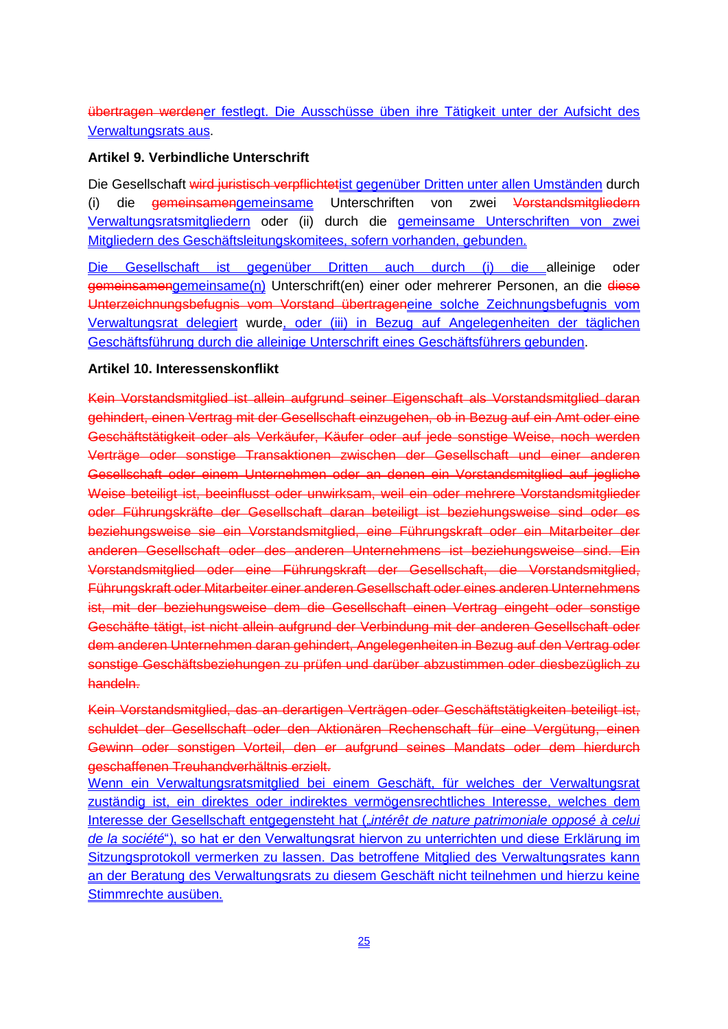~~übertragen werden~~er festlegt. Die Ausschüsse üben ihre Tätigkeit unter der Aufsicht des Verwaltungsrats aus.

**Artikel 9. Verbindliche Unterschrift**

Die Gesellschaft ~~wird juristisch verpflichtet~~ist gegenüber Dritten unter allen Umständen durch (i) die ~~gemeinsamen~~gemeinsame Unterschriften von zwei ~~Vorstandsmitgliedern~~ Verwaltungsratsmitgliedern oder (ii) durch die gemeinsame Unterschriften von zwei Mitgliedern des Geschäftsleitungskomitees, sofern vorhanden, gebunden.

Die Gesellschaft ist gegenüber Dritten auch durch (i) die alleinige oder ~~gemeinsamen~~gemeinsame(n) Unterschrift(en) einer oder mehrerer Personen, an die ~~diese Unterzeichnungsbefugnis vom Vorstand übertragen~~eine solche Zeichnungsbefugnis vom Verwaltungsrat delegiert wurde, oder (iii) in Bezug auf Angelegenheiten der täglichen Geschäftsführung durch die alleinige Unterschrift eines Geschäftsführers gebunden.

**Artikel 10. Interessenskonflikt**

~~Kein Vorstandsmitglied ist allein aufgrund seiner Eigenschaft als Vorstandsmitglied daran gehindert, einen Vertrag mit der Gesellschaft einzugehen, ob in Bezug auf ein Amt oder eine Geschäftstätigkeit oder als Verkäufer, Käufer oder auf jede sonstige Weise, noch werden Verträge oder sonstige Transaktionen zwischen der Gesellschaft und einer anderen Gesellschaft oder einem Unternehmen oder an denen ein Vorstandsmitglied auf jegliche Weise beteiligt ist, beeinflusst oder unwirksam, weil ein oder mehrere Vorstandsmitglieder oder Führungskräfte der Gesellschaft daran beteiligt ist beziehungsweise sind oder es beziehungsweise sie ein Vorstandsmitglied, eine Führungskraft oder ein Mitarbeiter der anderen Gesellschaft oder des anderen Unternehmens ist beziehungsweise sind. Ein Vorstandsmitglied oder eine Führungskraft der Gesellschaft, die Vorstandsmitglied, Führungskraft oder Mitarbeiter einer anderen Gesellschaft oder eines anderen Unternehmens ist, mit der beziehungsweise dem die Gesellschaft einen Vertrag eingeht oder sonstige Geschäfte tätigt, ist nicht allein aufgrund der Verbindung mit der anderen Gesellschaft oder dem anderen Unternehmen daran gehindert, Angelegenheiten in Bezug auf den Vertrag oder sonstige Geschäftsbeziehungen zu prüfen und darüber abzustimmen oder diesbezüglich zu handeln.~~

~~Kein Vorstandsmitglied, das an derartigen Verträgen oder Geschäftstätigkeiten beteiligt ist, schuldet der Gesellschaft oder den Aktionären Rechenschaft für eine Vergütung, einen Gewinn oder sonstigen Vorteil, den er aufgrund seines Mandats oder dem hierdurch geschaffenen Treuhandverhältnis erzielt.~~
Wenn ein Verwaltungsratsmitglied bei einem Geschäft, für welches der Verwaltungsrat zuständig ist, ein direktes oder indirektes vermögensrechtliches Interesse, welches dem Interesse der Gesellschaft entgegensteht hat („*intérêt de nature patrimoniale opposé à celui de la société*"), so hat er den Verwaltungsrat hiervon zu unterrichten und diese Erklärung im Sitzungsprotokoll vermerken zu lassen. Das betroffene Mitglied des Verwaltungsrates kann an der Beratung des Verwaltungsrats zu diesem Geschäft nicht teilnehmen und hierzu keine Stimmrechte ausüben.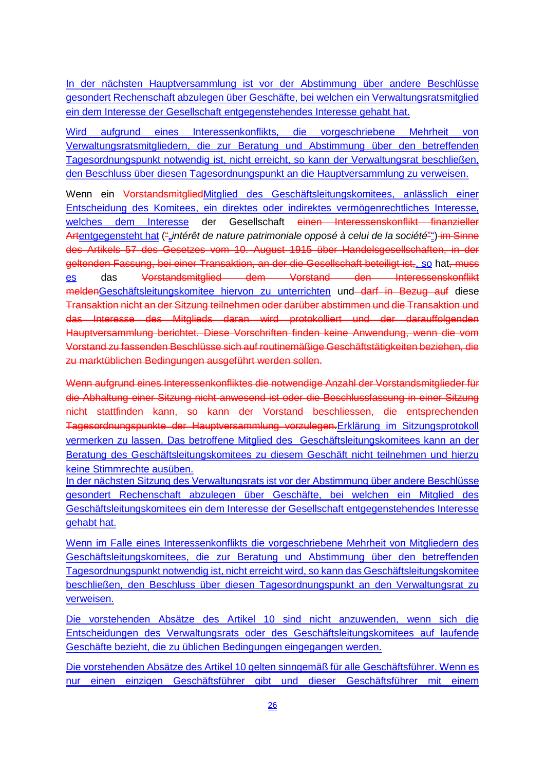In der nächsten Hauptversammlung ist vor der Abstimmung über andere Beschlüsse gesondert Rechenschaft abzulegen über Geschäfte, bei welchen ein Verwaltungsratsmitglied ein dem Interesse der Gesellschaft entgegenstehendes Interesse gehabt hat.

Wird aufgrund eines Interessenkonflikts, die vorgeschriebene Mehrheit von Verwaltungsratsmitgliedern, die zur Beratung und Abstimmung über den betreffenden Tagesordnungspunkt notwendig ist, nicht erreicht, so kann der Verwaltungsrat beschließen, den Beschluss über diesen Tagesordnungspunkt an die Hauptversammlung zu verweisen.

Wenn ein ~~Vorstandsmitglied~~Mitglied des Geschäftsleitungskomitees, anlässlich einer Entscheidung des Komitees, ein direktes oder indirektes vermögenrechtliches Interesse, welches dem Interesse der Gesellschaft ~~einen Interessenskonflikt finanzieller Art~~entgegensteht hat (~~"~~„*intérêt de nature patrimoniale opposé à celui de la société*~~"~~") ~~im Sinne des Artikels 57 des Gesetzes vom 10. August 1915 über Handelsgesellschaften, in der geltenden Fassung, bei einer Transaktion, an der die Gesellschaft beteiligt ist,~~, so hat~~, muss~~ es das ~~Vorstandsmitglied dem Vorstand den Interessenskonflikt melden~~Geschäftsleitungskomitee hiervon zu unterrichten und~~ darf in Bezug auf~~ diese ~~Transaktion nicht an der Sitzung teilnehmen oder darüber abstimmen und die Transaktion und das Interesse des Mitglieds daran wird protokolliert und der darauffolgenden Hauptversammlung berichtet. Diese Vorschriften finden keine Anwendung, wenn die vom Vorstand zu fassenden Beschlüsse sich auf routinemäßige Geschäftstätigkeiten beziehen, die zu marktüblichen Bedingungen ausgeführt werden sollen.~~

~~Wenn aufgrund eines Interessenkonfliktes die notwendige Anzahl der Vorstandsmitglieder für die Abhaltung einer Sitzung nicht anwesend ist oder die Beschlussfassung in einer Sitzung nicht stattfinden kann, so kann der Vorstand beschliessen, die entsprechenden Tagesordnungspunkte der Hauptversammlung vorzulegen.~~Erklärung im Sitzungsprotokoll vermerken zu lassen. Das betroffene Mitglied des Geschäftsleitungskomitees kann an der Beratung des Geschäftsleitungskomitees zu diesem Geschäft nicht teilnehmen und hierzu keine Stimmrechte ausüben.

In der nächsten Sitzung des Verwaltungsrats ist vor der Abstimmung über andere Beschlüsse gesondert Rechenschaft abzulegen über Geschäfte, bei welchen ein Mitglied des Geschäftsleitungskomitees ein dem Interesse der Gesellschaft entgegenstehendes Interesse gehabt hat.

Wenn im Falle eines Interessenkonflikts die vorgeschriebene Mehrheit von Mitgliedern des Geschäftsleitungskomitees, die zur Beratung und Abstimmung über den betreffenden Tagesordnungspunkt notwendig ist, nicht erreicht wird, so kann das Geschäftsleitungskomitee beschließen, den Beschluss über diesen Tagesordnungspunkt an den Verwaltungsrat zu verweisen.

Die vorstehenden Absätze des Artikel 10 sind nicht anzuwenden, wenn sich die Entscheidungen des Verwaltungsrats oder des Geschäftsleitungskomitees auf laufende Geschäfte bezieht, die zu üblichen Bedingungen eingegangen werden.

Die vorstehenden Absätze des Artikel 10 gelten sinngemäß für alle Geschäftsführer. Wenn es nur einen einzigen Geschäftsführer gibt und dieser Geschäftsführer mit einem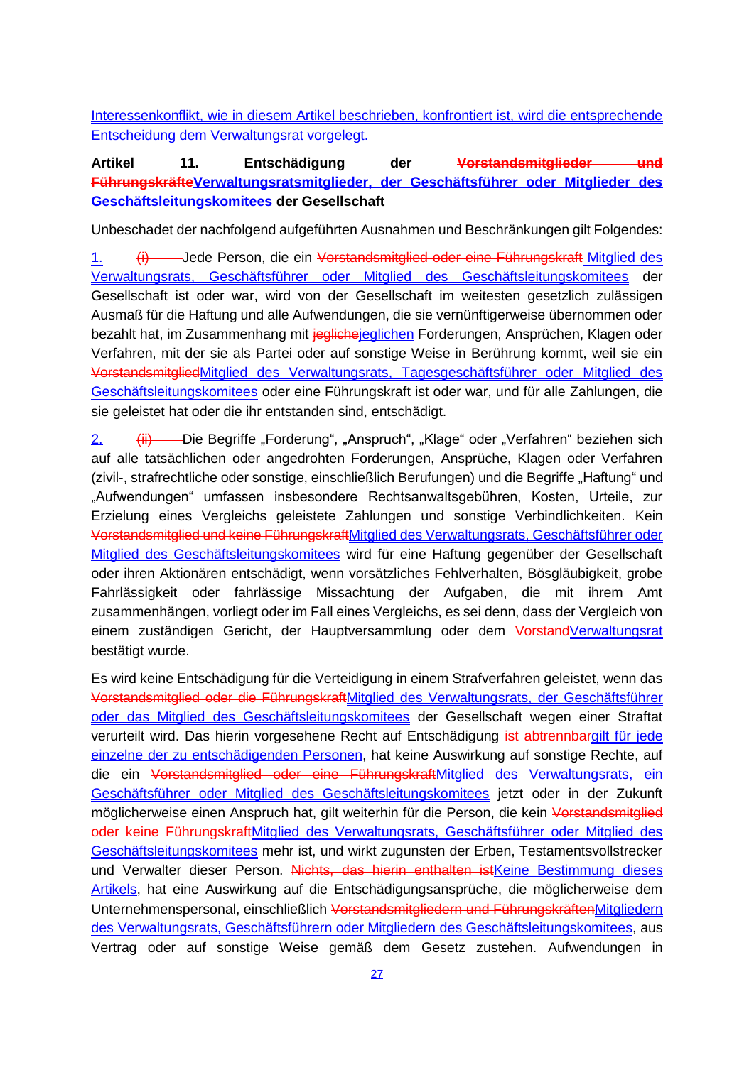Interessenkonflikt, wie in diesem Artikel beschrieben, konfrontiert ist, wird die entsprechende Entscheidung dem Verwaltungsrat vorgelegt.

**Artikel 11. Entschädigung der ~~Vorstandsmitglieder und Führungskräfte~~Verwaltungsratsmitglieder, der Geschäftsführer oder Mitglieder des Geschäftsleitungskomitees der Gesellschaft**

Unbeschadet der nachfolgend aufgeführten Ausnahmen und Beschränkungen gilt Folgendes:

1. ~~(i)~~ Jede Person, die ein ~~Vorstandsmitglied oder eine Führungskraft~~ Mitglied des Verwaltungsrats, Geschäftsführer oder Mitglied des Geschäftsleitungskomitees der Gesellschaft ist oder war, wird von der Gesellschaft im weitesten gesetzlich zulässigen Ausmaß für die Haftung und alle Aufwendungen, die sie vernünftigerweise übernommen oder bezahlt hat, im Zusammenhang mit ~~jegliche~~jeglichen Forderungen, Ansprüchen, Klagen oder Verfahren, mit der sie als Partei oder auf sonstige Weise in Berührung kommt, weil sie ein ~~Vorstandsmitglied~~Mitglied des Verwaltungsrats, Tagesgeschäftsführer oder Mitglied des Geschäftsleitungskomitees oder eine Führungskraft ist oder war, und für alle Zahlungen, die sie geleistet hat oder die ihr entstanden sind, entschädigt.

2. ~~(ii)~~ Die Begriffe „Forderung“, „Anspruch“, „Klage“ oder „Verfahren“ beziehen sich auf alle tatsächlichen oder angedrohten Forderungen, Ansprüche, Klagen oder Verfahren (zivil-, strafrechtliche oder sonstige, einschließlich Berufungen) und die Begriffe „Haftung“ und „Aufwendungen“ umfassen insbesondere Rechtsanwaltsgebühren, Kosten, Urteile, zur Erzielung eines Vergleichs geleistete Zahlungen und sonstige Verbindlichkeiten. Kein ~~Vorstandsmitglied und keine Führungskraft~~Mitglied des Verwaltungsrats, Geschäftsführer oder Mitglied des Geschäftsleitungskomitees wird für eine Haftung gegenüber der Gesellschaft oder ihren Aktionären entschädigt, wenn vorsätzliches Fehlverhalten, Bösgläubigkeit, grobe Fahrlässigkeit oder fahrlässige Missachtung der Aufgaben, die mit ihrem Amt zusammenhängen, vorliegt oder im Fall eines Vergleichs, es sei denn, dass der Vergleich von einem zuständigen Gericht, der Hauptversammlung oder dem ~~Vorstand~~Verwaltungsrat bestätigt wurde.

Es wird keine Entschädigung für die Verteidigung in einem Strafverfahren geleistet, wenn das ~~Vorstandsmitglied oder die Führungskraft~~Mitglied des Verwaltungsrats, der Geschäftsführer oder das Mitglied des Geschäftsleitungskomitees der Gesellschaft wegen einer Straftat verurteilt wird. Das hierin vorgesehene Recht auf Entschädigung ~~ist abtrennbar~~gilt für jede einzelne der zu entschädigenden Personen, hat keine Auswirkung auf sonstige Rechte, auf die ein ~~Vorstandsmitglied oder eine Führungskraft~~Mitglied des Verwaltungsrats, ein Geschäftsführer oder Mitglied des Geschäftsleitungskomitees jetzt oder in der Zukunft möglicherweise einen Anspruch hat, gilt weiterhin für die Person, die kein ~~Vorstandsmitglied oder keine Führungskraft~~Mitglied des Verwaltungsrats, Geschäftsführer oder Mitglied des Geschäftsleitungskomitees mehr ist, und wirkt zugunsten der Erben, Testamentsvollstrecker und Verwalter dieser Person. ~~Nichts, das hierin enthalten ist~~Keine Bestimmung dieses Artikels, hat eine Auswirkung auf die Entschädigungsansprüche, die möglicherweise dem Unternehmenspersonal, einschließlich ~~Vorstandsmitgliedern und Führungskräften~~Mitgliedern des Verwaltungsrats, Geschäftsführern oder Mitgliedern des Geschäftsleitungskomitees, aus Vertrag oder auf sonstige Weise gemäß dem Gesetz zustehen. Aufwendungen in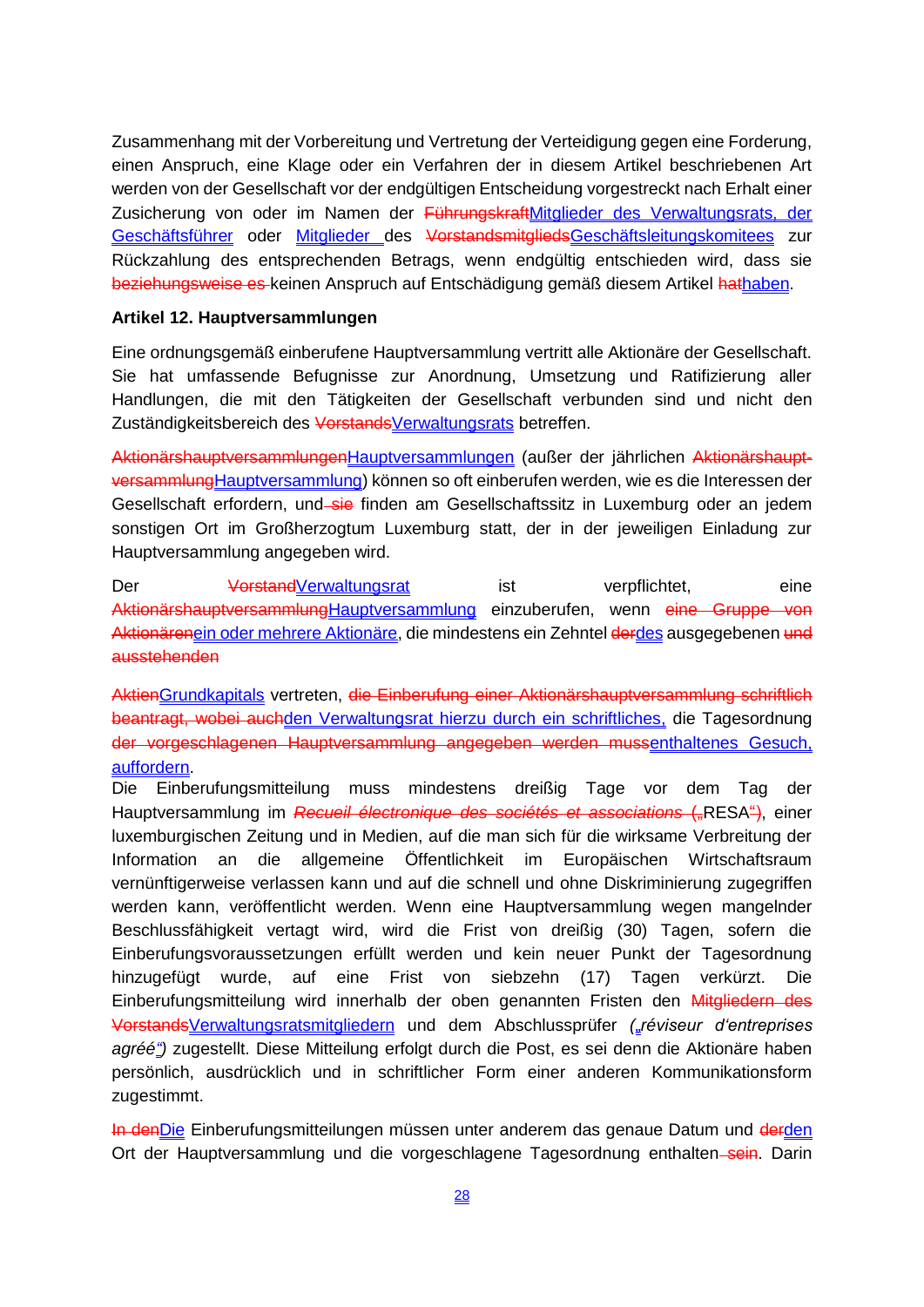Zusammenhang mit der Vorbereitung und Vertretung der Verteidigung gegen eine Forderung, einen Anspruch, eine Klage oder ein Verfahren der in diesem Artikel beschriebenen Art werden von der Gesellschaft vor der endgültigen Entscheidung vorgestreckt nach Erhalt einer Zusicherung von oder im Namen der ~~Führungskraft~~Mitglieder des Verwaltungsrats, der Geschäftsführer oder Mitglieder des ~~Vorstandsmitglieds~~Geschäftsleitungskomitees zur Rückzahlung des entsprechenden Betrags, wenn endgültig entschieden wird, dass sie ~~beziehungsweise es~~ keinen Anspruch auf Entschädigung gemäß diesem Artikel ~~hat~~haben.

**Artikel 12. Hauptversammlungen**

Eine ordnungsgemäß einberufene Hauptversammlung vertritt alle Aktionäre der Gesellschaft. Sie hat umfassende Befugnisse zur Anordnung, Umsetzung und Ratifizierung aller Handlungen, die mit den Tätigkeiten der Gesellschaft verbunden sind und nicht den Zuständigkeitsbereich des ~~Vorstands~~Verwaltungsrats betreffen.

~~Aktionärshauptversammlungen~~Hauptversammlungen (außer der jährlichen ~~Aktionärshaupt-versammlung~~Hauptversammlung) können so oft einberufen werden, wie es die Interessen der Gesellschaft erfordern, und ~~sie~~ finden am Gesellschaftssitz in Luxemburg oder an jedem sonstigen Ort im Großherzogtum Luxemburg statt, der in der jeweiligen Einladung zur Hauptversammlung angegeben wird.

Der ~~Vorstand~~Verwaltungsrat ist verpflichtet, eine ~~Aktionärshauptversammlung~~Hauptversammlung einzuberufen, wenn ~~eine Gruppe von Aktionären~~ein oder mehrere Aktionäre, die mindestens ein Zehntel ~~der~~des ausgegebenen ~~und ausstehenden~~

~~Aktien~~Grundkapitals vertreten, ~~die Einberufung einer Aktionärshauptversammlung schriftlich beantragt, wobei auch~~den Verwaltungsrat hierzu durch ein schriftliches, die Tagesordnung ~~der vorgeschlagenen Hauptversammlung angegeben werden muss~~enthaltenes Gesuch, auffordern.

Die Einberufungsmitteilung muss mindestens dreißig Tage vor dem Tag der Hauptversammlung im ~~*Recueil électronique des sociétés et associations* (~~„RESA~~“)~~, einer luxemburgischen Zeitung und in Medien, auf die man sich für die wirksame Verbreitung der Information an die allgemeine Öffentlichkeit im Europäischen Wirtschaftsraum vernünftigerweise verlassen kann und auf die schnell und ohne Diskriminierung zugegriffen werden kann, veröffentlicht werden. Wenn eine Hauptversammlung wegen mangelnder Beschlussfähigkeit vertagt wird, wird die Frist von dreißig (30) Tagen, sofern die Einberufungsvoraussetzungen erfüllt werden und kein neuer Punkt der Tagesordnung hinzugefügt wurde, auf eine Frist von siebzehn (17) Tagen verkürzt. Die Einberufungsmitteilung wird innerhalb der oben genannten Fristen den ~~Mitgliedern des Vorstands~~Verwaltungsratsmitgliedern und dem Abschlussprüfer („*réviseur d'entreprises agréé*“) zugestellt. Diese Mitteilung erfolgt durch die Post, es sei denn die Aktionäre haben persönlich, ausdrücklich und in schriftlicher Form einer anderen Kommunikationsform zugestimmt.

~~In den~~Die Einberufungsmitteilungen müssen unter anderem das genaue Datum und ~~der~~den Ort der Hauptversammlung und die vorgeschlagene Tagesordnung enthalten ~~sein~~. Darin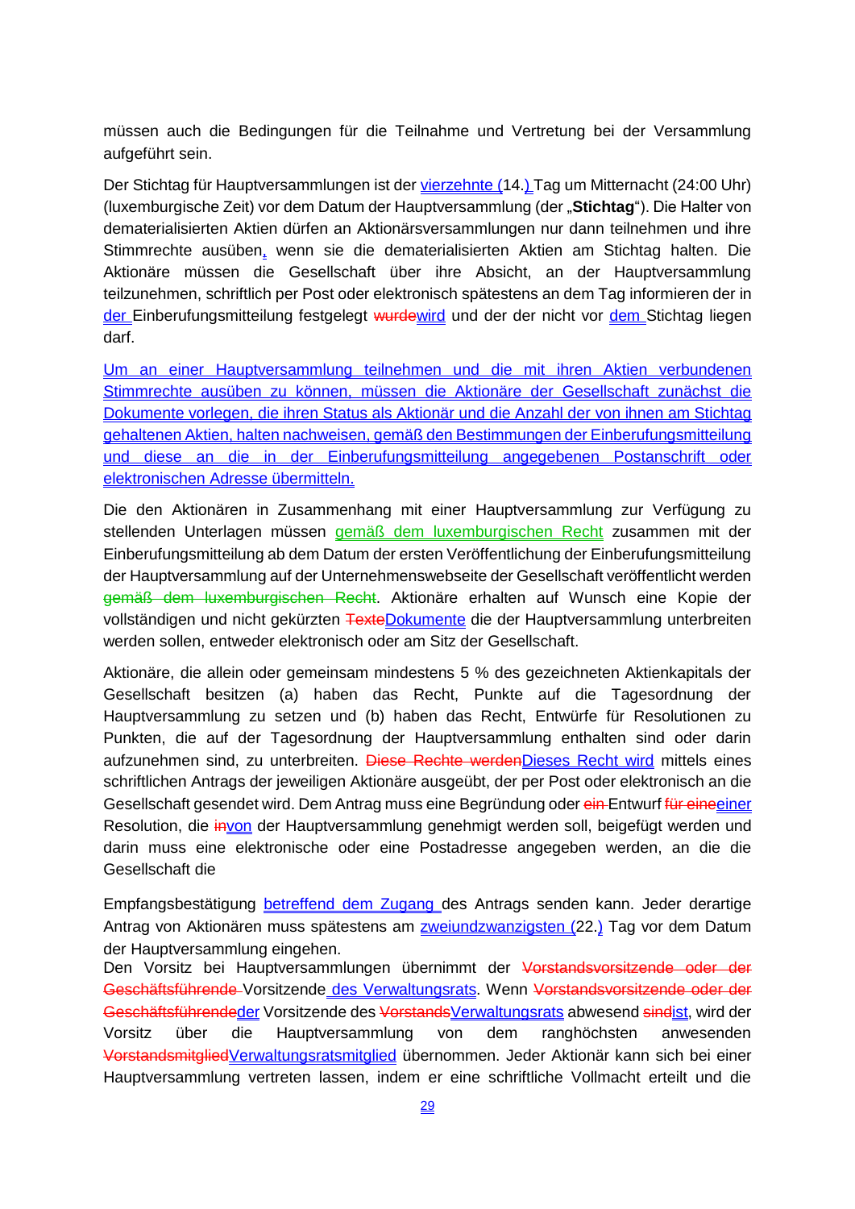müssen auch die Bedingungen für die Teilnahme und Vertretung bei der Versammlung aufgeführt sein.

Der Stichtag für Hauptversammlungen ist der vierzehnte (14.) Tag um Mitternacht (24:00 Uhr) (luxemburgische Zeit) vor dem Datum der Hauptversammlung (der „**Stichtag**"). Die Halter von dematerialisierten Aktien dürfen an Aktionärsversammlungen nur dann teilnehmen und ihre Stimmrechte ausüben, wenn sie die dematerialisierten Aktien am Stichtag halten. Die Aktionäre müssen die Gesellschaft über ihre Absicht, an der Hauptversammlung teilzunehmen, schriftlich per Post oder elektronisch spätestens an dem Tag informieren der in der Einberufungsmitteilung festgelegt ~~wurde~~wird und der der nicht vor dem Stichtag liegen darf.

Um an einer Hauptversammlung teilnehmen und die mit ihren Aktien verbundenen Stimmrechte ausüben zu können, müssen die Aktionäre der Gesellschaft zunächst die Dokumente vorlegen, die ihren Status als Aktionär und die Anzahl der von ihnen am Stichtag gehaltenen Aktien, halten nachweisen, gemäß den Bestimmungen der Einberufungsmitteilung und diese an die in der Einberufungsmitteilung angegebenen Postanschrift oder elektronischen Adresse übermitteln.

Die den Aktionären in Zusammenhang mit einer Hauptversammlung zur Verfügung zu stellenden Unterlagen müssen gemäß dem luxemburgischen Recht zusammen mit der Einberufungsmitteilung ab dem Datum der ersten Veröffentlichung der Einberufungsmitteilung der Hauptversammlung auf der Unternehmenswebseite der Gesellschaft veröffentlicht werden ~~gemäß dem luxemburgischen Recht~~. Aktionäre erhalten auf Wunsch eine Kopie der vollständigen und nicht gekürzten ~~Texte~~Dokumente die der Hauptversammlung unterbreiten werden sollen, entweder elektronisch oder am Sitz der Gesellschaft.

Aktionäre, die allein oder gemeinsam mindestens 5 % des gezeichneten Aktienkapitals der Gesellschaft besitzen (a) haben das Recht, Punkte auf die Tagesordnung der Hauptversammlung zu setzen und (b) haben das Recht, Entwürfe für Resolutionen zu Punkten, die auf der Tagesordnung der Hauptversammlung enthalten sind oder darin aufzunehmen sind, zu unterbreiten. ~~Diese Rechte werden~~Dieses Recht wird mittels eines schriftlichen Antrags der jeweiligen Aktionäre ausgeübt, der per Post oder elektronisch an die Gesellschaft gesendet wird. Dem Antrag muss eine Begründung oder ~~ein~~ Entwurf ~~für eine~~einer Resolution, die ~~in~~von der Hauptversammlung genehmigt werden soll, beigefügt werden und darin muss eine elektronische oder eine Postadresse angegeben werden, an die die Gesellschaft die

Empfangsbestätigung betreffend dem Zugang des Antrags senden kann. Jeder derartige Antrag von Aktionären muss spätestens am zweiundzwanzigsten (22.) Tag vor dem Datum der Hauptversammlung eingehen.
Den Vorsitz bei Hauptversammlungen übernimmt der ~~Vorstandsvorsitzende oder der Geschäftsführende~~ Vorsitzende des Verwaltungsrats. Wenn ~~Vorstandsvorsitzende oder der Geschäftsführende~~der Vorsitzende des ~~Vorstands~~Verwaltungsrats abwesend ~~sind~~ist, wird der Vorsitz über die Hauptversammlung von dem ranghöchsten anwesenden ~~Vorstandsmitglied~~Verwaltungsratsmitglied übernommen. Jeder Aktionär kann sich bei einer Hauptversammlung vertreten lassen, indem er eine schriftliche Vollmacht erteilt und die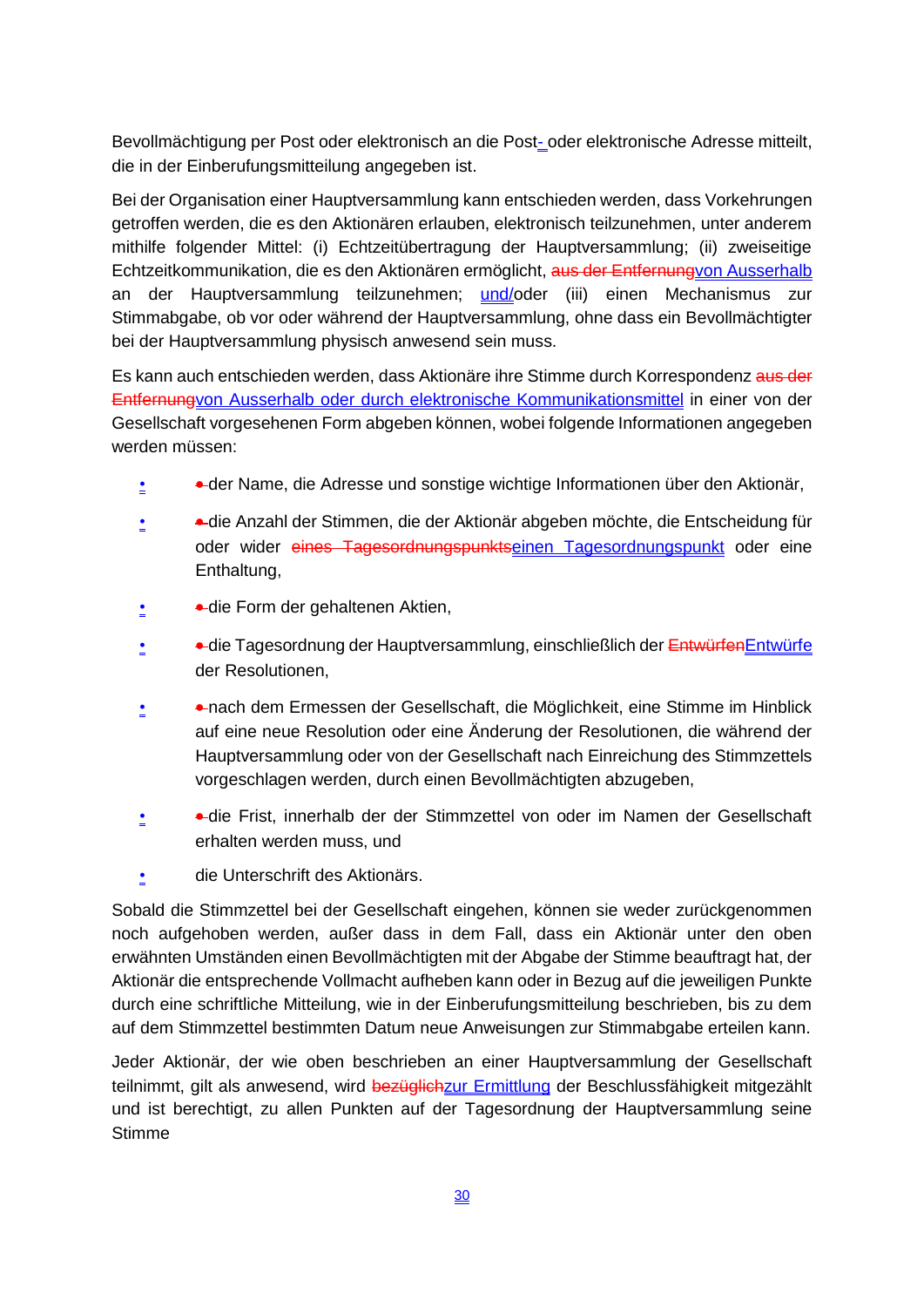Bevollmächtigung per Post oder elektronisch an die Post- oder elektronische Adresse mitteilt, die in der Einberufungsmitteilung angegeben ist.

Bei der Organisation einer Hauptversammlung kann entschieden werden, dass Vorkehrungen getroffen werden, die es den Aktionären erlauben, elektronisch teilzunehmen, unter anderem mithilfe folgender Mittel: (i) Echtzeitübertragung der Hauptversammlung; (ii) zweiseitige Echtzeitkommunikation, die es den Aktionären ermöglicht, ~~aus der Entfernung~~von Ausserhalb an der Hauptversammlung teilzunehmen; und/oder (iii) einen Mechanismus zur Stimmabgabe, ob vor oder während der Hauptversammlung, ohne dass ein Bevollmächtigter bei der Hauptversammlung physisch anwesend sein muss.

Es kann auch entschieden werden, dass Aktionäre ihre Stimme durch Korrespondenz ~~aus der Entfernung~~von Ausserhalb oder durch elektronische Kommunikationsmittel in einer von der Gesellschaft vorgesehenen Form abgeben können, wobei folgende Informationen angegeben werden müssen:

- der Name, die Adresse und sonstige wichtige Informationen über den Aktionär,
- die Anzahl der Stimmen, die der Aktionär abgeben möchte, die Entscheidung für oder wider ~~eines Tagesordnungspunkts~~einen Tagesordnungspunkt oder eine Enthaltung,
- die Form der gehaltenen Aktien,
- die Tagesordnung der Hauptversammlung, einschließlich der ~~Entwürfen~~Entwürfe der Resolutionen,
- nach dem Ermessen der Gesellschaft, die Möglichkeit, eine Stimme im Hinblick auf eine neue Resolution oder eine Änderung der Resolutionen, die während der Hauptversammlung oder von der Gesellschaft nach Einreichung des Stimmzettels vorgeschlagen werden, durch einen Bevollmächtigten abzugeben,
- die Frist, innerhalb der der Stimmzettel von oder im Namen der Gesellschaft erhalten werden muss, und
- die Unterschrift des Aktionärs.

Sobald die Stimmzettel bei der Gesellschaft eingehen, können sie weder zurückgenommen noch aufgehoben werden, außer dass in dem Fall, dass ein Aktionär unter den oben erwähnten Umständen einen Bevollmächtigten mit der Abgabe der Stimme beauftragt hat, der Aktionär die entsprechende Vollmacht aufheben kann oder in Bezug auf die jeweiligen Punkte durch eine schriftliche Mitteilung, wie in der Einberufungsmitteilung beschrieben, bis zu dem auf dem Stimmzettel bestimmten Datum neue Anweisungen zur Stimmabgabe erteilen kann.

Jeder Aktionär, der wie oben beschrieben an einer Hauptversammlung der Gesellschaft teilnimmt, gilt als anwesend, wird ~~bezüglich~~zur Ermittlung der Beschlussfähigkeit mitgezählt und ist berechtigt, zu allen Punkten auf der Tagesordnung der Hauptversammlung seine Stimme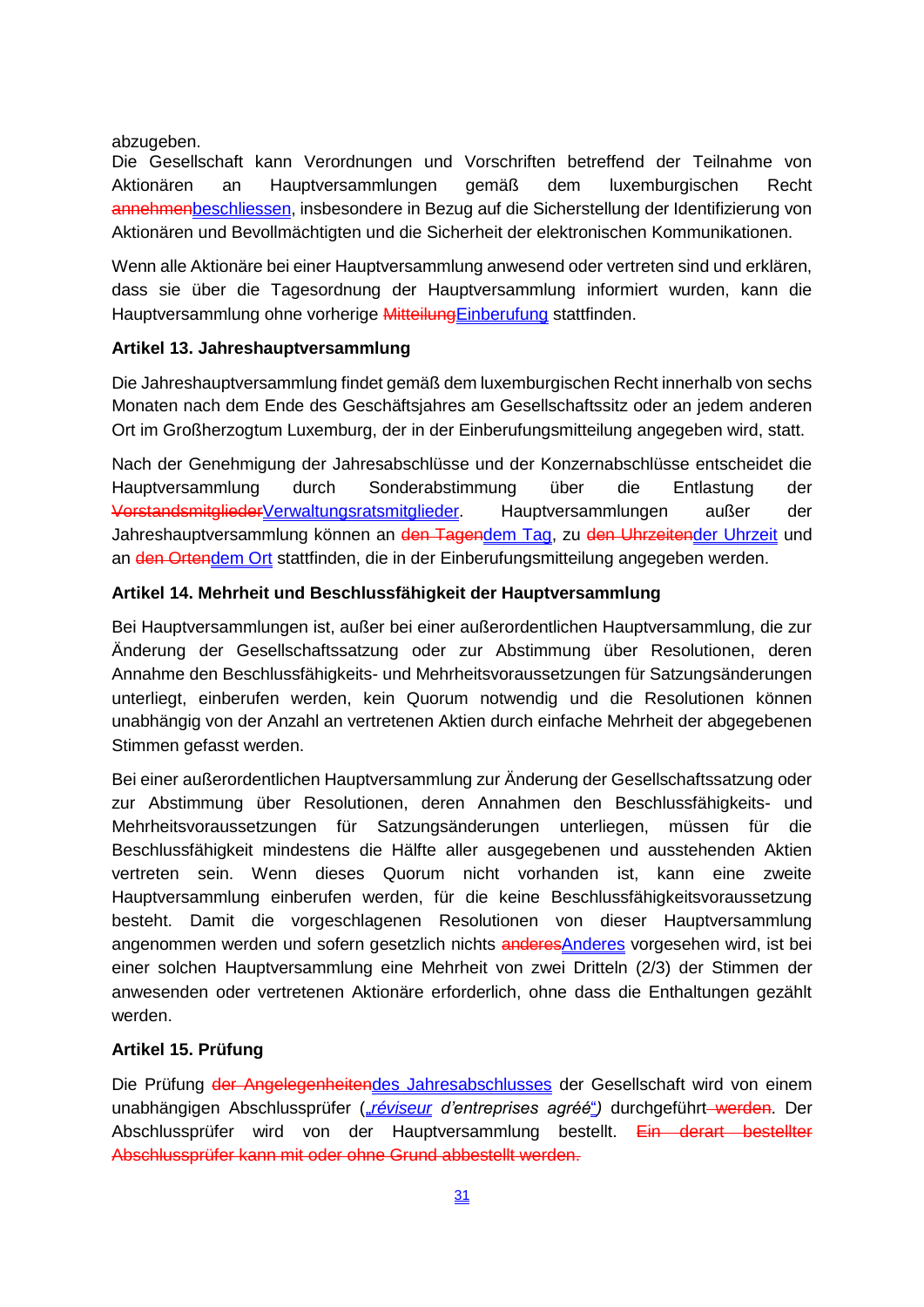abzugeben.
Die Gesellschaft kann Verordnungen und Vorschriften betreffend der Teilnahme von Aktionären an Hauptversammlungen gemäß dem luxemburgischen Recht ~~annehmen~~beschliessen, insbesondere in Bezug auf die Sicherstellung der Identifizierung von Aktionären und Bevollmächtigten und die Sicherheit der elektronischen Kommunikationen.

Wenn alle Aktionäre bei einer Hauptversammlung anwesend oder vertreten sind und erklären, dass sie über die Tagesordnung der Hauptversammlung informiert wurden, kann die Hauptversammlung ohne vorherige ~~Mitteilung~~Einberufung stattfinden.

**Artikel 13. Jahreshauptversammlung**

Die Jahreshauptversammlung findet gemäß dem luxemburgischen Recht innerhalb von sechs Monaten nach dem Ende des Geschäftsjahres am Gesellschaftssitz oder an jedem anderen Ort im Großherzogtum Luxemburg, der in der Einberufungsmitteilung angegeben wird, statt.

Nach der Genehmigung der Jahresabschlüsse und der Konzernabschlüsse entscheidet die Hauptversammlung durch Sonderabstimmung über die Entlastung der ~~Vorstandsmitglieder~~Verwaltungsratsmitglieder. Hauptversammlungen außer der Jahreshauptversammlung können an ~~den Tagen~~dem Tag, zu ~~den Uhrzeiten~~der Uhrzeit und an ~~den Orten~~dem Ort stattfinden, die in der Einberufungsmitteilung angegeben werden.

**Artikel 14. Mehrheit und Beschlussfähigkeit der Hauptversammlung**

Bei Hauptversammlungen ist, außer bei einer außerordentlichen Hauptversammlung, die zur Änderung der Gesellschaftssatzung oder zur Abstimmung über Resolutionen, deren Annahme den Beschlussfähigkeits- und Mehrheitsvoraussetzungen für Satzungsänderungen unterliegt, einberufen werden, kein Quorum notwendig und die Resolutionen können unabhängig von der Anzahl an vertretenen Aktien durch einfache Mehrheit der abgegebenen Stimmen gefasst werden.

Bei einer außerordentlichen Hauptversammlung zur Änderung der Gesellschaftssatzung oder zur Abstimmung über Resolutionen, deren Annahmen den Beschlussfähigkeits- und Mehrheitsvoraussetzungen für Satzungsänderungen unterliegen, müssen für die Beschlussfähigkeit mindestens die Hälfte aller ausgegebenen und ausstehenden Aktien vertreten sein. Wenn dieses Quorum nicht vorhanden ist, kann eine zweite Hauptversammlung einberufen werden, für die keine Beschlussfähigkeitsvoraussetzung besteht. Damit die vorgeschlagenen Resolutionen von dieser Hauptversammlung angenommen werden und sofern gesetzlich nichts ~~anderes~~Anderes vorgesehen wird, ist bei einer solchen Hauptversammlung eine Mehrheit von zwei Dritteln (2/3) der Stimmen der anwesenden oder vertretenen Aktionäre erforderlich, ohne dass die Enthaltungen gezählt werden.

**Artikel 15. Prüfung**

Die Prüfung ~~der Angelegenheiten~~des Jahresabschlusses der Gesellschaft wird von einem unabhängigen Abschlussprüfer („*réviseur d'entreprises agréé*“) durchgeführt~~ werden~~. Der Abschlussprüfer wird von der Hauptversammlung bestellt. ~~Ein derart bestellter Abschlussprüfer kann mit oder ohne Grund abbestellt werden.~~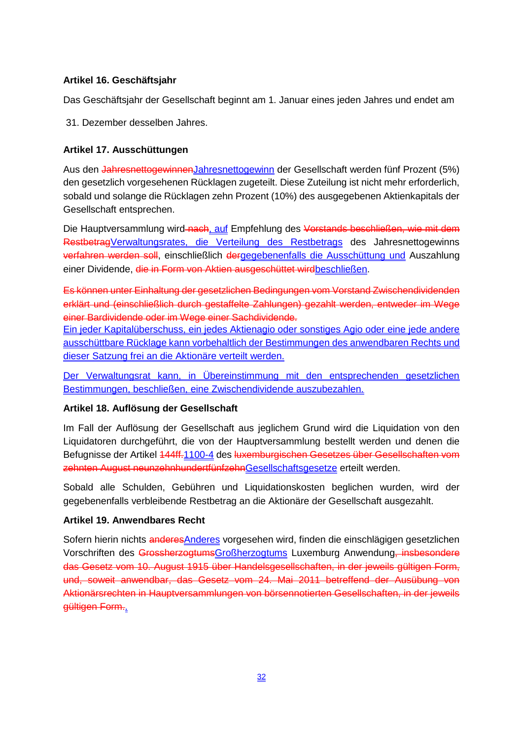**Artikel 16. Geschäftsjahr**

Das Geschäftsjahr der Gesellschaft beginnt am 1. Januar eines jeden Jahres und endet am

31. Dezember desselben Jahres.

**Artikel 17. Ausschüttungen**

Aus den ~~Jahresnettogewinnen~~Jahresnettogewinn der Gesellschaft werden fünf Prozent (5%) den gesetzlich vorgesehenen Rücklagen zugeteilt. Diese Zuteilung ist nicht mehr erforderlich, sobald und solange die Rücklagen zehn Prozent (10%) des ausgegebenen Aktienkapitals der Gesellschaft entsprechen.

Die Hauptversammlung wird~~ nach~~, auf Empfehlung des ~~Vorstands beschließen, wie mit dem Restbetrag~~Verwaltungsrates, die Verteilung des Restbetrags des Jahresnettogewinns ~~verfahren werden soll~~, einschließlich ~~der~~gegebenenfalls die Ausschüttung und Auszahlung einer Dividende, ~~die in Form von Aktien ausgeschüttet wird~~beschließen.

~~Es können unter Einhaltung der gesetzlichen Bedingungen vom Vorstand Zwischendividenden erklärt und (einschließlich durch gestaffelte Zahlungen) gezahlt werden, entweder im Wege einer Bardividende oder im Wege einer Sachdividende.~~
Ein jeder Kapitalüberschuss, ein jedes Aktienagio oder sonstiges Agio oder eine jede andere ausschüttbare Rücklage kann vorbehaltlich der Bestimmungen des anwendbaren Rechts und dieser Satzung frei an die Aktionäre verteilt werden.

Der Verwaltungsrat kann, in Übereinstimmung mit den entsprechenden gesetzlichen Bestimmungen, beschließen, eine Zwischendividende auszubezahlen.

**Artikel 18. Auflösung der Gesellschaft**

Im Fall der Auflösung der Gesellschaft aus jeglichem Grund wird die Liquidation von den Liquidatoren durchgeführt, die von der Hauptversammlung bestellt werden und denen die Befugnisse der Artikel ~~144ff.~~1100-4 des ~~luxemburgischen Gesetzes über Gesellschaften vom zehnten August neunzehnhundertfünfzehn~~Gesellschaftsgesetze erteilt werden.

Sobald alle Schulden, Gebühren und Liquidationskosten beglichen wurden, wird der gegebenenfalls verbleibende Restbetrag an die Aktionäre der Gesellschaft ausgezahlt.

**Artikel 19. Anwendbares Recht**

Sofern hierin nichts ~~anderes~~Anderes vorgesehen wird, finden die einschlägigen gesetzlichen Vorschriften des ~~Grossherzogtums~~Großherzogtums Luxemburg Anwendung~~, insbesondere das Gesetz vom 10. August 1915 über Handelsgesellschaften, in der jeweils gültigen Form, und, soweit anwendbar, das Gesetz vom 24. Mai 2011 betreffend der Ausübung von Aktionärsrechten in Hauptversammlungen von börsennotierten Gesellschaften, in der jeweils gültigen Form.~~.